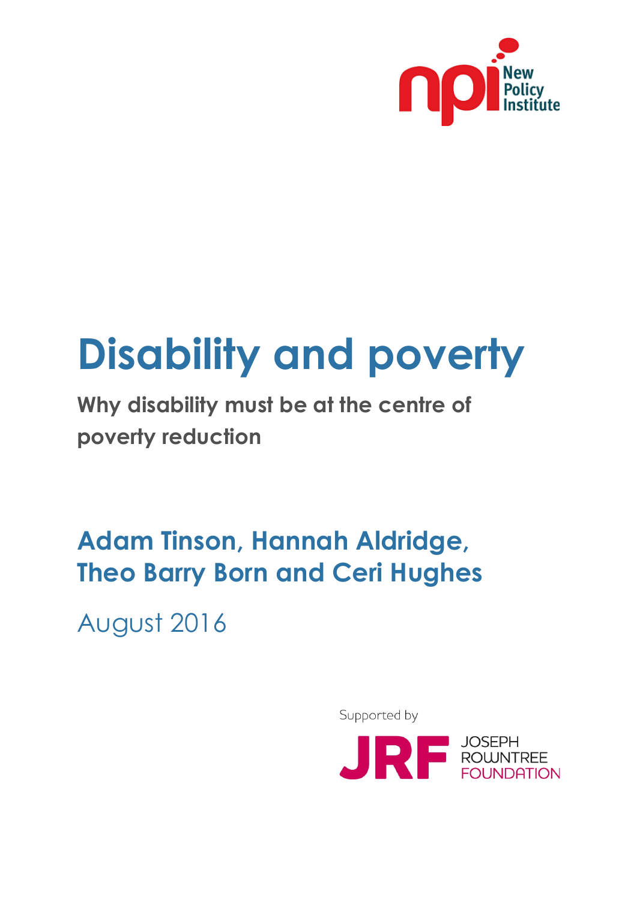New Policy Institute

# Disability and poverty

**Why disability must be at the centre of poverty reduction**

## Adam Tinson, Hannah Aldridge, Theo Barry Born and Ceri Hughes

August 2016

Supported by

JOSEPH ROWNTREE FOUNDATION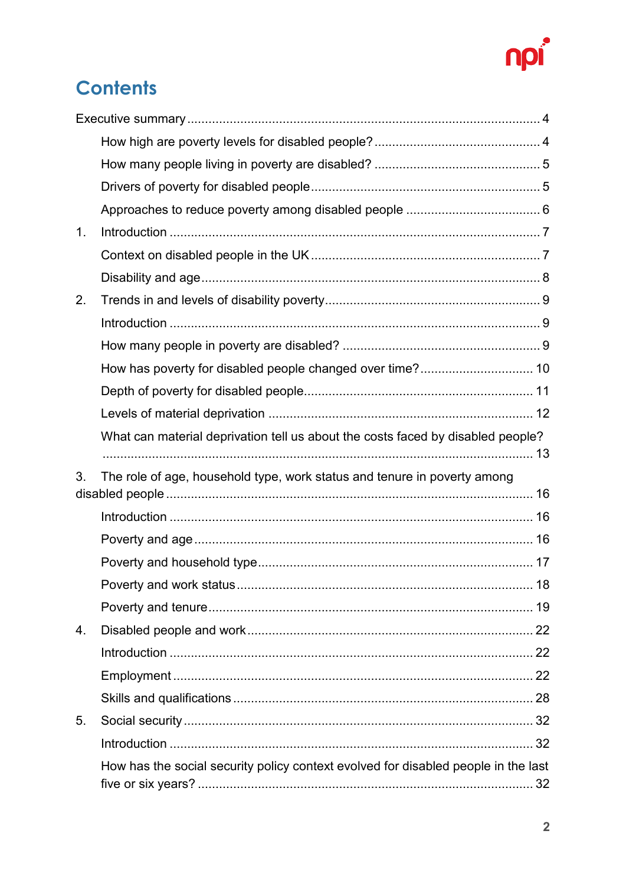# Contents

Executive summary ........................................................................................... 4

- How high are poverty levels for disabled people? ........................................... 4
- How many people living in poverty are disabled? ........................................... 5
- Drivers of poverty for disabled people ........................................................... 5
- Approaches to reduce poverty among disabled people ................................... 6

1. Introduction ................................................................................................ 7
   - Context on disabled people in the UK ........................................................ 7
   - Disability and age ..................................................................................... 8
2. Trends in and levels of disability poverty ..................................................... 9
   - Introduction .............................................................................................. 9
   - How many people in poverty are disabled? ................................................. 9
   - How has poverty for disabled people changed over time? ........................... 10
   - Depth of poverty for disabled people ......................................................... 11
   - Levels of material deprivation ................................................................... 12
   - What can material deprivation tell us about the costs faced by disabled people? ........................................................................................................ 13
3. The role of age, household type, work status and tenure in poverty among disabled people ........................................................................................... 16
   - Introduction ............................................................................................. 16
   - Poverty and age ...................................................................................... 16
   - Poverty and household type ...................................................................... 17
   - Poverty and work status ............................................................................ 18
   - Poverty and tenure ................................................................................... 19
4. Disabled people and work ........................................................................... 22
   - Introduction ............................................................................................. 22
   - Employment ............................................................................................. 22
   - Skills and qualifications ............................................................................ 28
5. Social security ........................................................................................... 32
   - Introduction ............................................................................................. 32
   - How has the social security policy context evolved for disabled people in the last five or six years? ............................................................................... 32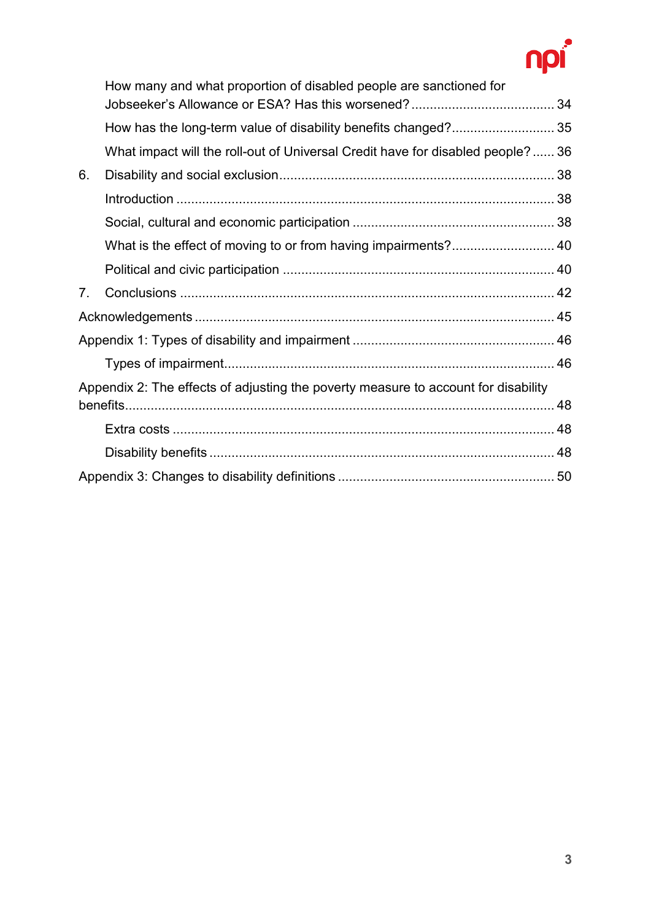How many and what proportion of disabled people are sanctioned for Jobseeker's Allowance or ESA? Has this worsened? ....................................... 34

How has the long-term value of disability benefits changed? ............................ 35

What impact will the roll-out of Universal Credit have for disabled people? ...... 36

6. Disability and social exclusion .......................................................................... 38

Introduction ....................................................................................................... 38

Social, cultural and economic participation ....................................................... 38

What is the effect of moving to or from having impairments? ............................ 40

Political and civic participation .......................................................................... 40

7. Conclusions ...................................................................................................... 42

Acknowledgements ................................................................................................. 45

Appendix 1: Types of disability and impairment ...................................................... 46

Types of impairment .......................................................................................... 46

Appendix 2: The effects of adjusting the poverty measure to account for disability benefits ................................................................................................................... 48

Extra costs ........................................................................................................ 48

Disability benefits .............................................................................................. 48

Appendix 3: Changes to disability definitions .......................................................... 50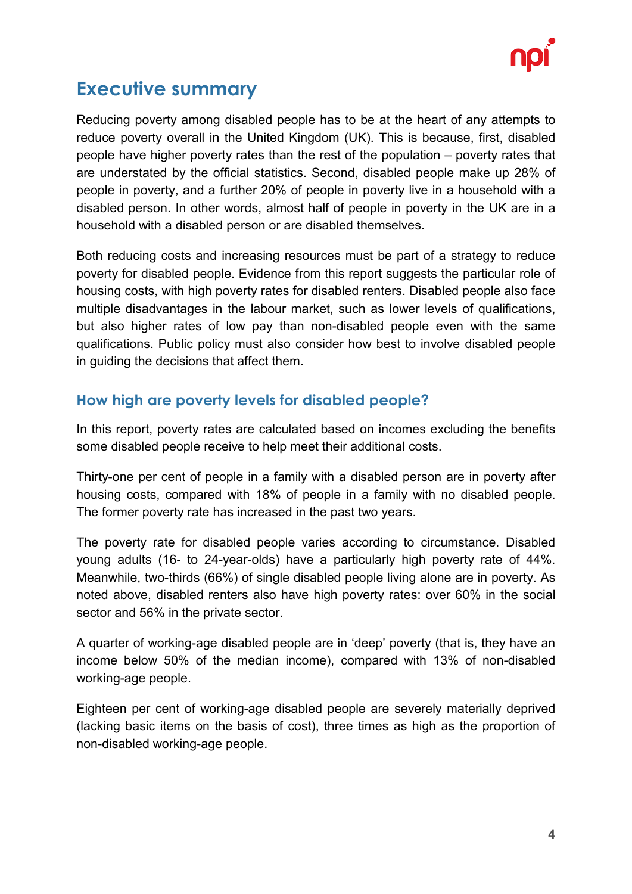# Executive summary

Reducing poverty among disabled people has to be at the heart of any attempts to reduce poverty overall in the United Kingdom (UK). This is because, first, disabled people have higher poverty rates than the rest of the population – poverty rates that are understated by the official statistics. Second, disabled people make up 28% of people in poverty, and a further 20% of people in poverty live in a household with a disabled person. In other words, almost half of people in poverty in the UK are in a household with a disabled person or are disabled themselves.

Both reducing costs and increasing resources must be part of a strategy to reduce poverty for disabled people. Evidence from this report suggests the particular role of housing costs, with high poverty rates for disabled renters. Disabled people also face multiple disadvantages in the labour market, such as lower levels of qualifications, but also higher rates of low pay than non-disabled people even with the same qualifications. Public policy must also consider how best to involve disabled people in guiding the decisions that affect them.

## How high are poverty levels for disabled people?

In this report, poverty rates are calculated based on incomes excluding the benefits some disabled people receive to help meet their additional costs.

Thirty-one per cent of people in a family with a disabled person are in poverty after housing costs, compared with 18% of people in a family with no disabled people. The former poverty rate has increased in the past two years.

The poverty rate for disabled people varies according to circumstance. Disabled young adults (16- to 24-year-olds) have a particularly high poverty rate of 44%. Meanwhile, two-thirds (66%) of single disabled people living alone are in poverty. As noted above, disabled renters also have high poverty rates: over 60% in the social sector and 56% in the private sector.

A quarter of working-age disabled people are in 'deep' poverty (that is, they have an income below 50% of the median income), compared with 13% of non-disabled working-age people.

Eighteen per cent of working-age disabled people are severely materially deprived (lacking basic items on the basis of cost), three times as high as the proportion of non-disabled working-age people.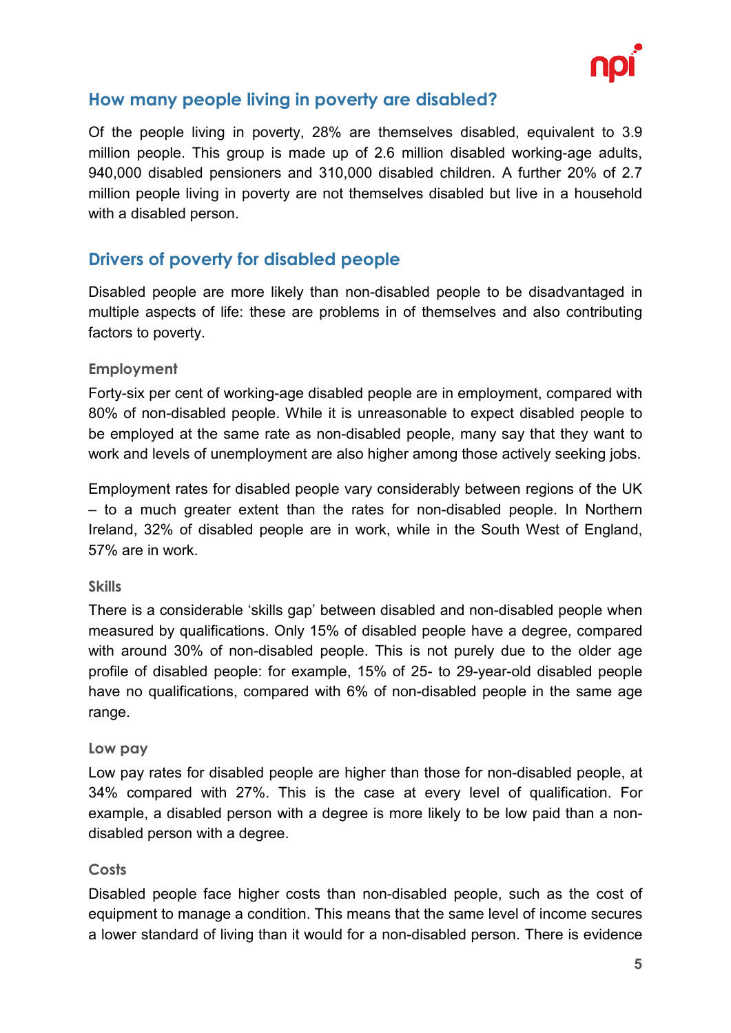## How many people living in poverty are disabled?

Of the people living in poverty, 28% are themselves disabled, equivalent to 3.9 million people. This group is made up of 2.6 million disabled working-age adults, 940,000 disabled pensioners and 310,000 disabled children. A further 20% of 2.7 million people living in poverty are not themselves disabled but live in a household with a disabled person.

## Drivers of poverty for disabled people

Disabled people are more likely than non-disabled people to be disadvantaged in multiple aspects of life: these are problems in of themselves and also contributing factors to poverty.

### Employment

Forty-six per cent of working-age disabled people are in employment, compared with 80% of non-disabled people. While it is unreasonable to expect disabled people to be employed at the same rate as non-disabled people, many say that they want to work and levels of unemployment are also higher among those actively seeking jobs.

Employment rates for disabled people vary considerably between regions of the UK – to a much greater extent than the rates for non-disabled people. In Northern Ireland, 32% of disabled people are in work, while in the South West of England, 57% are in work.

### Skills

There is a considerable ‘skills gap’ between disabled and non-disabled people when measured by qualifications. Only 15% of disabled people have a degree, compared with around 30% of non-disabled people. This is not purely due to the older age profile of disabled people: for example, 15% of 25- to 29-year-old disabled people have no qualifications, compared with 6% of non-disabled people in the same age range.

### Low pay

Low pay rates for disabled people are higher than those for non-disabled people, at 34% compared with 27%. This is the case at every level of qualification. For example, a disabled person with a degree is more likely to be low paid than a non-disabled person with a degree.

### Costs

Disabled people face higher costs than non-disabled people, such as the cost of equipment to manage a condition. This means that the same level of income secures a lower standard of living than it would for a non-disabled person. There is evidence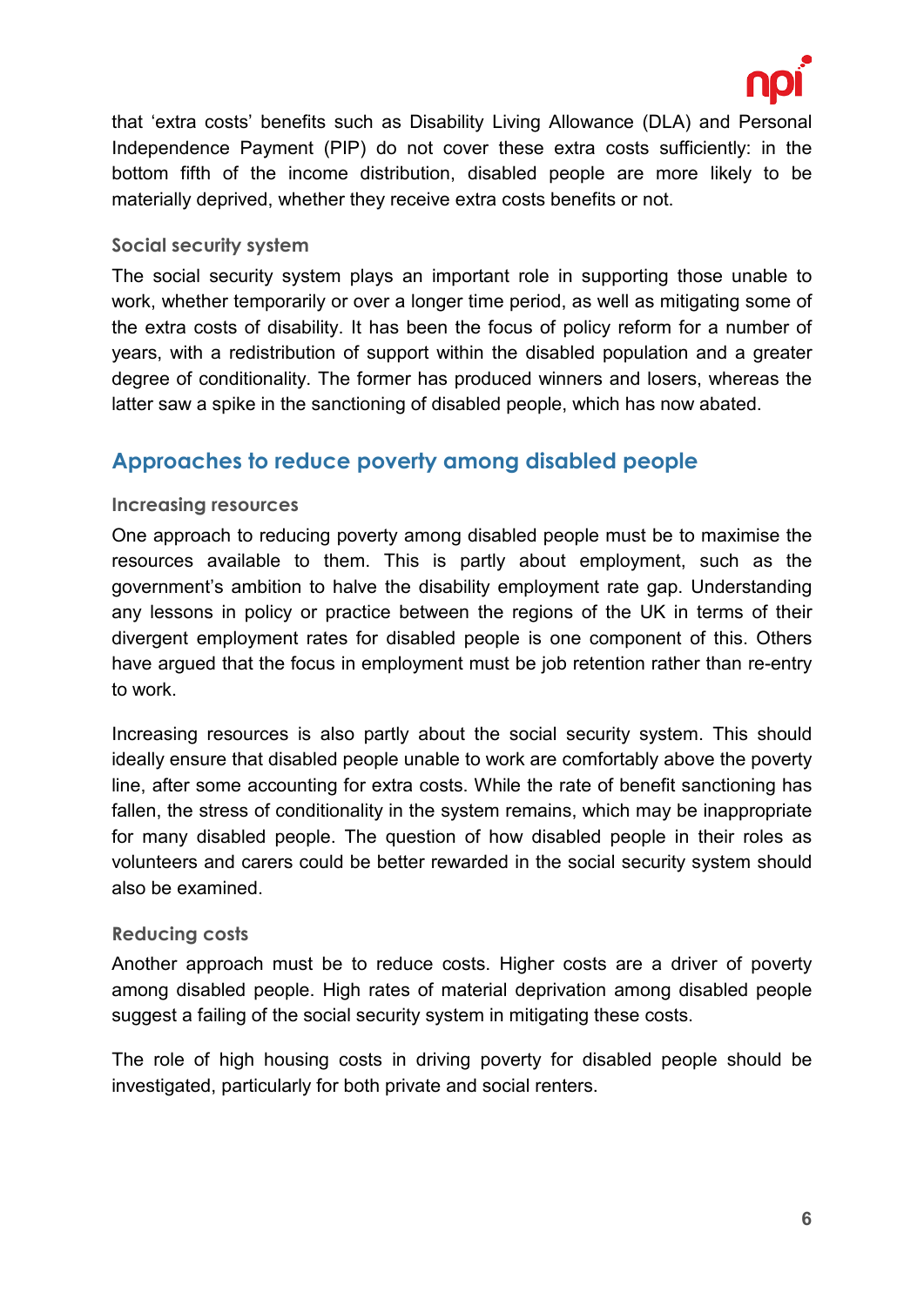that 'extra costs' benefits such as Disability Living Allowance (DLA) and Personal Independence Payment (PIP) do not cover these extra costs sufficiently: in the bottom fifth of the income distribution, disabled people are more likely to be materially deprived, whether they receive extra costs benefits or not.

### Social security system

The social security system plays an important role in supporting those unable to work, whether temporarily or over a longer time period, as well as mitigating some of the extra costs of disability. It has been the focus of policy reform for a number of years, with a redistribution of support within the disabled population and a greater degree of conditionality. The former has produced winners and losers, whereas the latter saw a spike in the sanctioning of disabled people, which has now abated.

## Approaches to reduce poverty among disabled people

### Increasing resources

One approach to reducing poverty among disabled people must be to maximise the resources available to them. This is partly about employment, such as the government's ambition to halve the disability employment rate gap. Understanding any lessons in policy or practice between the regions of the UK in terms of their divergent employment rates for disabled people is one component of this. Others have argued that the focus in employment must be job retention rather than re-entry to work.

Increasing resources is also partly about the social security system. This should ideally ensure that disabled people unable to work are comfortably above the poverty line, after some accounting for extra costs. While the rate of benefit sanctioning has fallen, the stress of conditionality in the system remains, which may be inappropriate for many disabled people. The question of how disabled people in their roles as volunteers and carers could be better rewarded in the social security system should also be examined.

### Reducing costs

Another approach must be to reduce costs. Higher costs are a driver of poverty among disabled people. High rates of material deprivation among disabled people suggest a failing of the social security system in mitigating these costs.

The role of high housing costs in driving poverty for disabled people should be investigated, particularly for both private and social renters.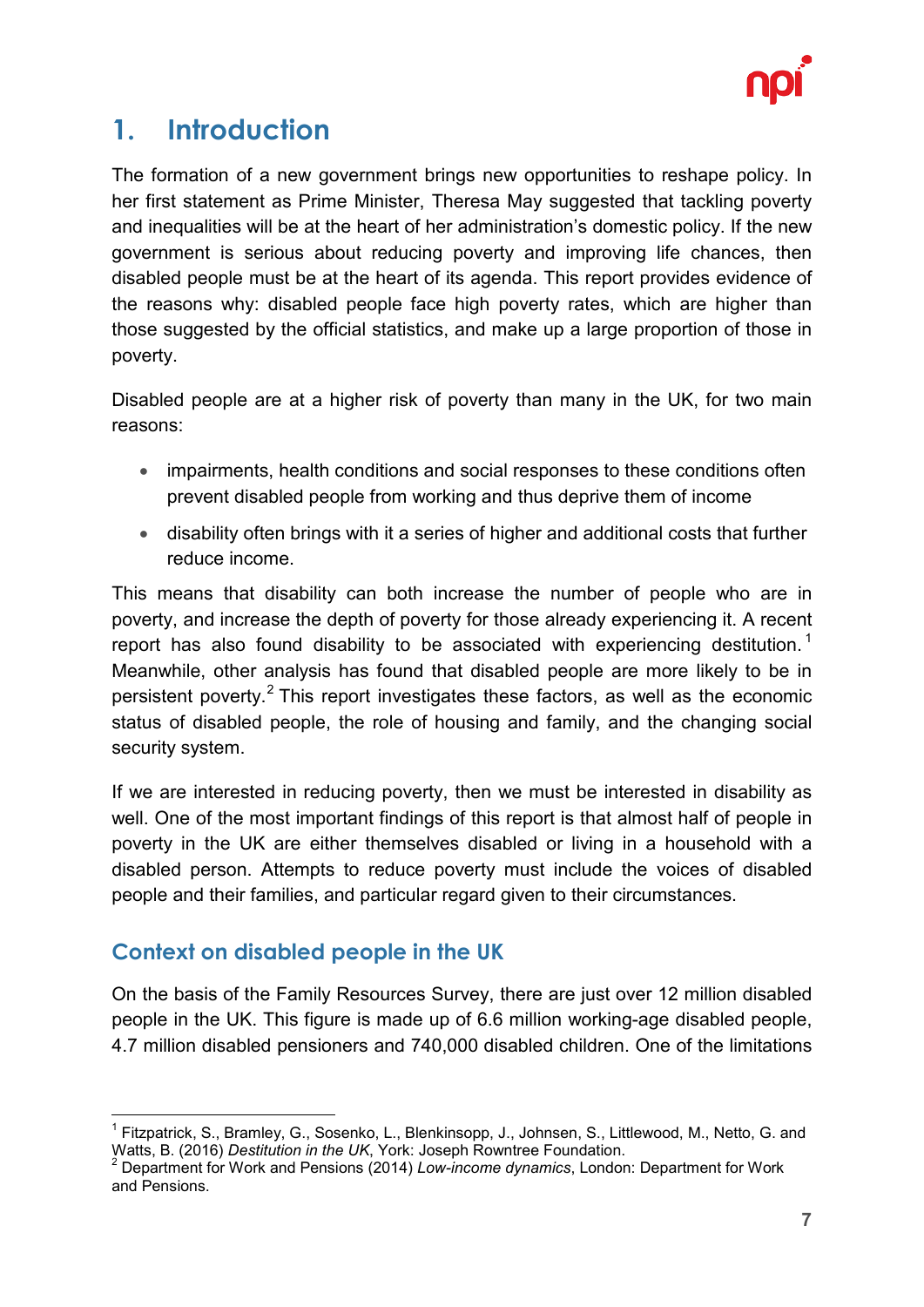# 1. Introduction

The formation of a new government brings new opportunities to reshape policy. In her first statement as Prime Minister, Theresa May suggested that tackling poverty and inequalities will be at the heart of her administration's domestic policy. If the new government is serious about reducing poverty and improving life chances, then disabled people must be at the heart of its agenda. This report provides evidence of the reasons why: disabled people face high poverty rates, which are higher than those suggested by the official statistics, and make up a large proportion of those in poverty.

Disabled people are at a higher risk of poverty than many in the UK, for two main reasons:

- impairments, health conditions and social responses to these conditions often prevent disabled people from working and thus deprive them of income
- disability often brings with it a series of higher and additional costs that further reduce income.

This means that disability can both increase the number of people who are in poverty, and increase the depth of poverty for those already experiencing it. A recent report has also found disability to be associated with experiencing destitution.[1] Meanwhile, other analysis has found that disabled people are more likely to be in persistent poverty.[2] This report investigates these factors, as well as the economic status of disabled people, the role of housing and family, and the changing social security system.

If we are interested in reducing poverty, then we must be interested in disability as well. One of the most important findings of this report is that almost half of people in poverty in the UK are either themselves disabled or living in a household with a disabled person. Attempts to reduce poverty must include the voices of disabled people and their families, and particular regard given to their circumstances.

## Context on disabled people in the UK

On the basis of the Family Resources Survey, there are just over 12 million disabled people in the UK. This figure is made up of 6.6 million working-age disabled people, 4.7 million disabled pensioners and 740,000 disabled children. One of the limitations

---

[1] Fitzpatrick, S., Bramley, G., Sosenko, L., Blenkinsopp, J., Johnsen, S., Littlewood, M., Netto, G. and Watts, B. (2016) *Destitution in the UK*, York: Joseph Rowntree Foundation.

[2] Department for Work and Pensions (2014) *Low-income dynamics*, London: Department for Work and Pensions.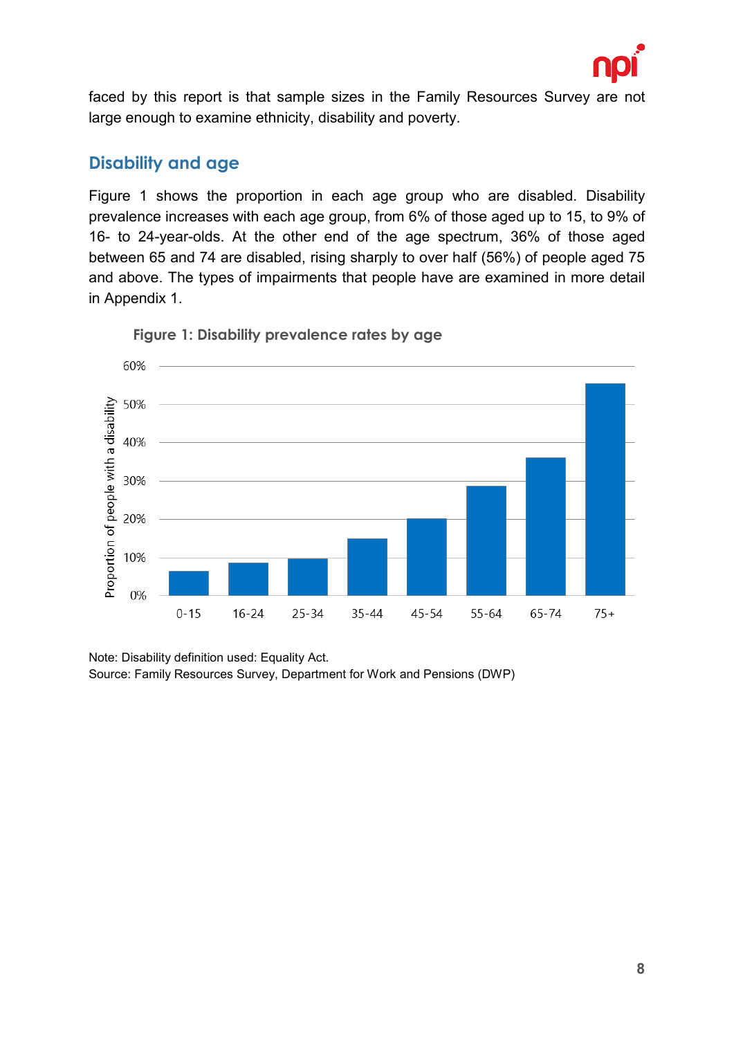faced by this report is that sample sizes in the Family Resources Survey are not large enough to examine ethnicity, disability and poverty.

## Disability and age

Figure 1 shows the proportion in each age group who are disabled. Disability prevalence increases with each age group, from 6% of those aged up to 15, to 9% of 16- to 24-year-olds. At the other end of the age spectrum, 36% of those aged between 65 and 74 are disabled, rising sharply to over half (56%) of people aged 75 and above. The types of impairments that people have are examined in more detail in Appendix 1.

**Figure 1: Disability prevalence rates by age**

Note: Disability definition used: Equality Act.
Source: Family Resources Survey, Department for Work and Pensions (DWP)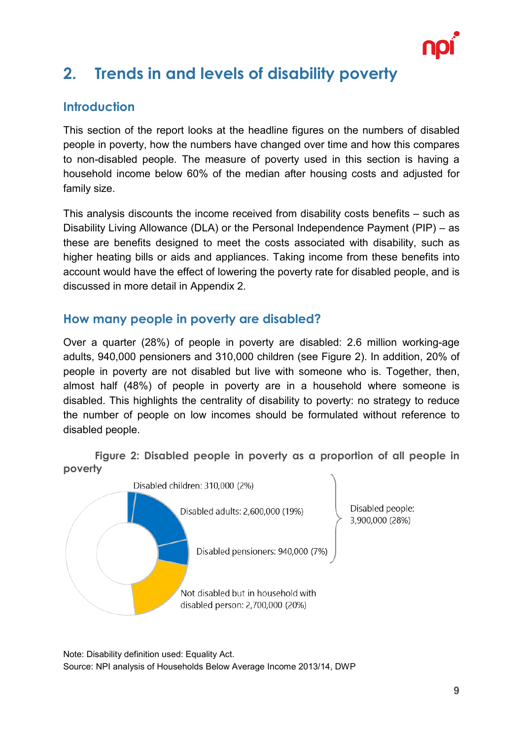## 2. Trends in and levels of disability poverty

### Introduction

This section of the report looks at the headline figures on the numbers of disabled people in poverty, how the numbers have changed over time and how this compares to non-disabled people. The measure of poverty used in this section is having a household income below 60% of the median after housing costs and adjusted for family size.

This analysis discounts the income received from disability costs benefits – such as Disability Living Allowance (DLA) or the Personal Independence Payment (PIP) – as these are benefits designed to meet the costs associated with disability, such as higher heating bills or aids and appliances. Taking income from these benefits into account would have the effect of lowering the poverty rate for disabled people, and is discussed in more detail in Appendix 2.

### How many people in poverty are disabled?

Over a quarter (28%) of people in poverty are disabled: 2.6 million working-age adults, 940,000 pensioners and 310,000 children (see Figure 2). In addition, 20% of people in poverty are not disabled but live with someone who is. Together, then, almost half (48%) of people in poverty are in a household where someone is disabled. This highlights the centrality of disability to poverty: no strategy to reduce the number of people on low incomes should be formulated without reference to disabled people.

**Figure 2: Disabled people in poverty as a proportion of all people in poverty**

Disabled children: 310,000 (2%)

Disabled adults: 2,600,000 (19%)

Disabled pensioners: 940,000 (7%)

Disabled people: 3,900,000 (28%)

Not disabled but in household with disabled person: 2,700,000 (20%)

Note: Disability definition used: Equality Act.
Source: NPI analysis of Households Below Average Income 2013/14, DWP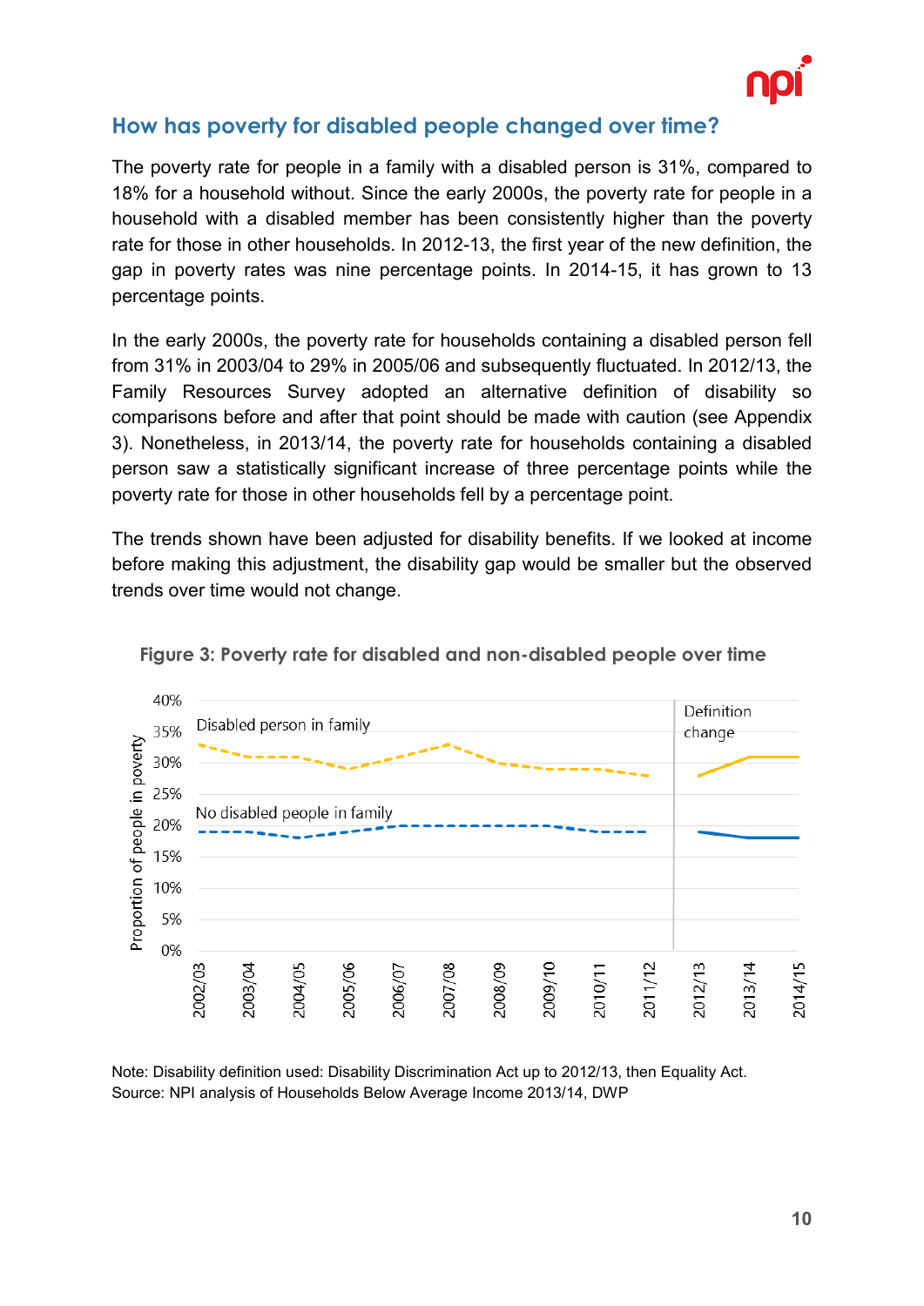## How has poverty for disabled people changed over time?

The poverty rate for people in a family with a disabled person is 31%, compared to 18% for a household without. Since the early 2000s, the poverty rate for people in a household with a disabled member has been consistently higher than the poverty rate for those in other households. In 2012-13, the first year of the new definition, the gap in poverty rates was nine percentage points. In 2014-15, it has grown to 13 percentage points.

In the early 2000s, the poverty rate for households containing a disabled person fell from 31% in 2003/04 to 29% in 2005/06 and subsequently fluctuated. In 2012/13, the Family Resources Survey adopted an alternative definition of disability so comparisons before and after that point should be made with caution (see Appendix 3). Nonetheless, in 2013/14, the poverty rate for households containing a disabled person saw a statistically significant increase of three percentage points while the poverty rate for those in other households fell by a percentage point.

The trends shown have been adjusted for disability benefits. If we looked at income before making this adjustment, the disability gap would be smaller but the observed trends over time would not change.

**Figure 3: Poverty rate for disabled and non-disabled people over time**

Note: Disability definition used: Disability Discrimination Act up to 2012/13, then Equality Act.
Source: NPI analysis of Households Below Average Income 2013/14, DWP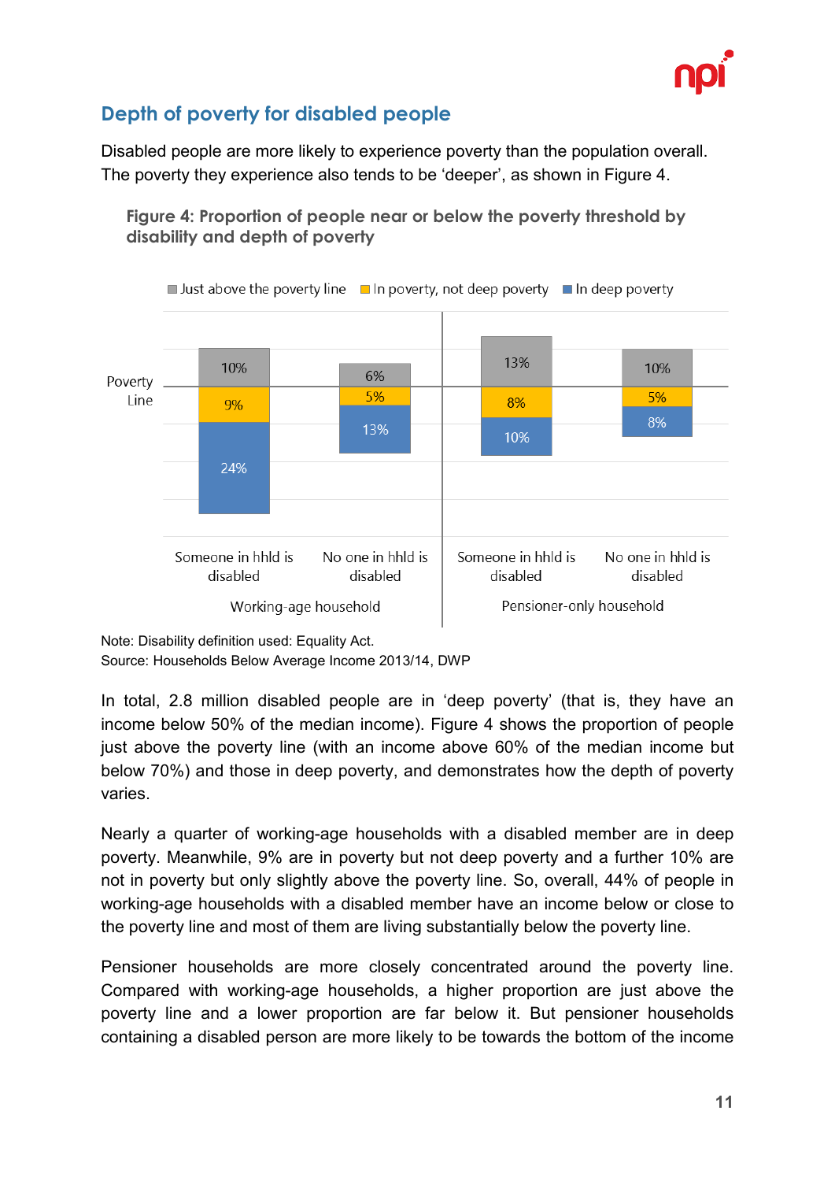## Depth of poverty for disabled people

Disabled people are more likely to experience poverty than the population overall. The poverty they experience also tends to be 'deeper', as shown in Figure 4.

**Figure 4: Proportion of people near or below the poverty threshold by disability and depth of poverty**

| | Working-age household: Someone in hhld is disabled | Working-age household: No one in hhld is disabled | Pensioner-only household: Someone in hhld is disabled | Pensioner-only household: No one in hhld is disabled |
|---|---|---|---|---|
| Just above the poverty line | 10% | 6% | 13% | 10% |
| In poverty, not deep poverty | 9% | 5% | 8% | 5% |
| In deep poverty | 24% | 13% | 10% | 8% |

Note: Disability definition used: Equality Act.
Source: Households Below Average Income 2013/14, DWP

In total, 2.8 million disabled people are in 'deep poverty' (that is, they have an income below 50% of the median income). Figure 4 shows the proportion of people just above the poverty line (with an income above 60% of the median income but below 70%) and those in deep poverty, and demonstrates how the depth of poverty varies.

Nearly a quarter of working-age households with a disabled member are in deep poverty. Meanwhile, 9% are in poverty but not deep poverty and a further 10% are not in poverty but only slightly above the poverty line. So, overall, 44% of people in working-age households with a disabled member have an income below or close to the poverty line and most of them are living substantially below the poverty line.

Pensioner households are more closely concentrated around the poverty line. Compared with working-age households, a higher proportion are just above the poverty line and a lower proportion are far below it. But pensioner households containing a disabled person are more likely to be towards the bottom of the income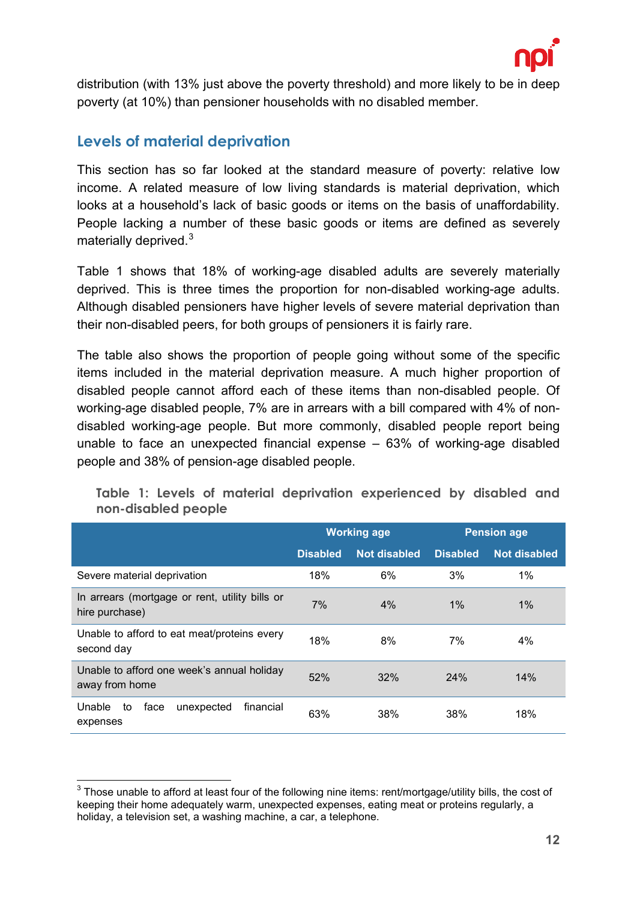distribution (with 13% just above the poverty threshold) and more likely to be in deep poverty (at 10%) than pensioner households with no disabled member.

## Levels of material deprivation

This section has so far looked at the standard measure of poverty: relative low income. A related measure of low living standards is material deprivation, which looks at a household's lack of basic goods or items on the basis of unaffordability. People lacking a number of these basic goods or items are defined as severely materially deprived.[3]

Table 1 shows that 18% of working-age disabled adults are severely materially deprived. This is three times the proportion for non-disabled working-age adults. Although disabled pensioners have higher levels of severe material deprivation than their non-disabled peers, for both groups of pensioners it is fairly rare.

The table also shows the proportion of people going without some of the specific items included in the material deprivation measure. A much higher proportion of disabled people cannot afford each of these items than non-disabled people. Of working-age disabled people, 7% are in arrears with a bill compared with 4% of non-disabled working-age people. But more commonly, disabled people report being unable to face an unexpected financial expense – 63% of working-age disabled people and 38% of pension-age disabled people.

**Table 1: Levels of material deprivation experienced by disabled and non-disabled people**

| | Working age | | Pension age | |
|---|---|---|---|---|
| | Disabled | Not disabled | Disabled | Not disabled |
| Severe material deprivation | 18% | 6% | 3% | 1% |
| In arrears (mortgage or rent, utility bills or hire purchase) | 7% | 4% | 1% | 1% |
| Unable to afford to eat meat/proteins every second day | 18% | 8% | 7% | 4% |
| Unable to afford one week's annual holiday away from home | 52% | 32% | 24% | 14% |
| Unable to face unexpected financial expenses | 63% | 38% | 38% | 18% |

[3] Those unable to afford at least four of the following nine items: rent/mortgage/utility bills, the cost of keeping their home adequately warm, unexpected expenses, eating meat or proteins regularly, a holiday, a television set, a washing machine, a car, a telephone.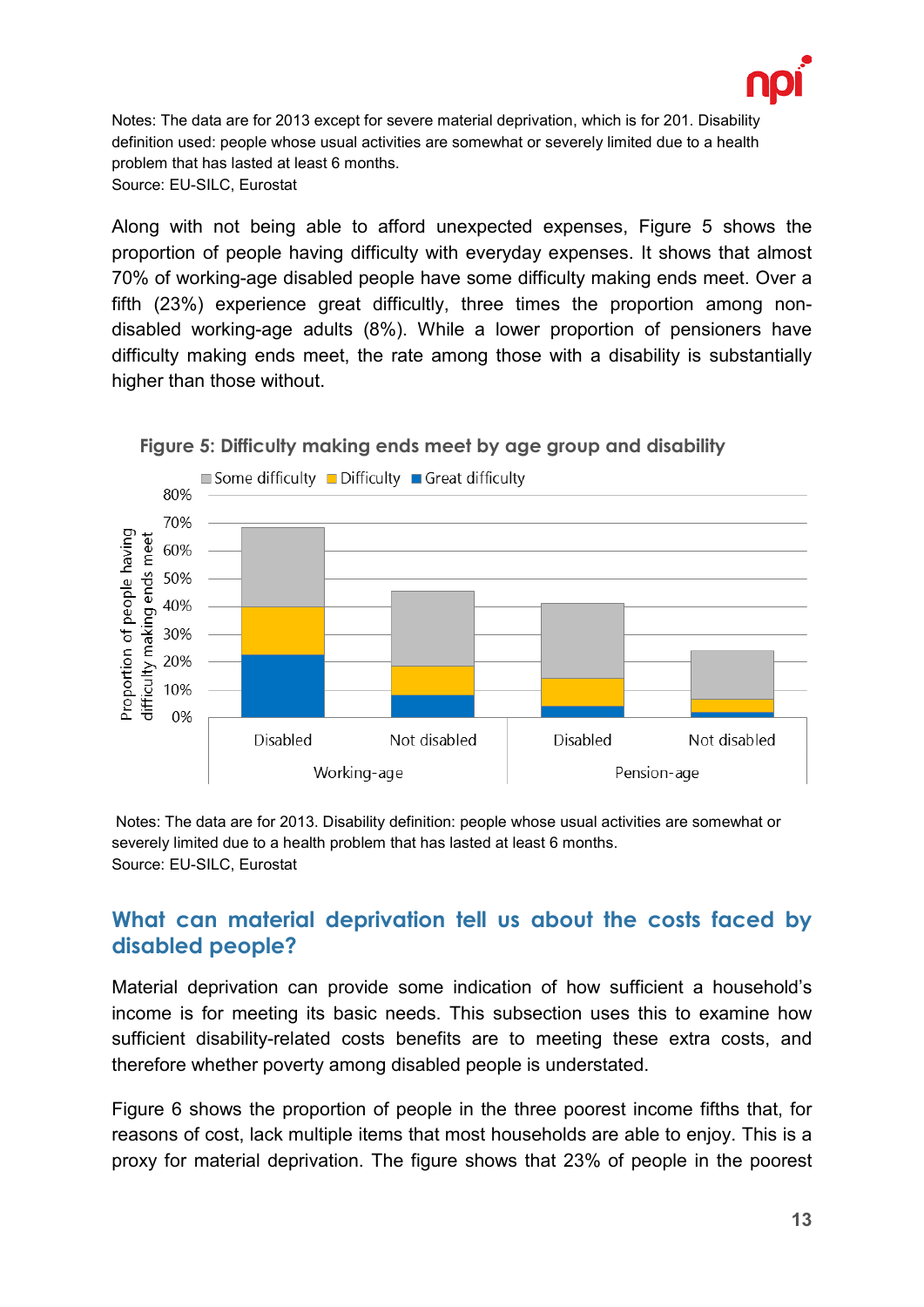Notes: The data are for 2013 except for severe material deprivation, which is for 201. Disability definition used: people whose usual activities are somewhat or severely limited due to a health problem that has lasted at least 6 months.
Source: EU-SILC, Eurostat

Along with not being able to afford unexpected expenses, Figure 5 shows the proportion of people having difficulty with everyday expenses. It shows that almost 70% of working-age disabled people have some difficulty making ends meet. Over a fifth (23%) experience great difficultly, three times the proportion among non-disabled working-age adults (8%). While a lower proportion of pensioners have difficulty making ends meet, the rate among those with a disability is substantially higher than those without.

**Figure 5: Difficulty making ends meet by age group and disability**

Notes: The data are for 2013. Disability definition: people whose usual activities are somewhat or severely limited due to a health problem that has lasted at least 6 months.
Source: EU-SILC, Eurostat

## What can material deprivation tell us about the costs faced by disabled people?

Material deprivation can provide some indication of how sufficient a household's income is for meeting its basic needs. This subsection uses this to examine how sufficient disability-related costs benefits are to meeting these extra costs, and therefore whether poverty among disabled people is understated.

Figure 6 shows the proportion of people in the three poorest income fifths that, for reasons of cost, lack multiple items that most households are able to enjoy. This is a proxy for material deprivation. The figure shows that 23% of people in the poorest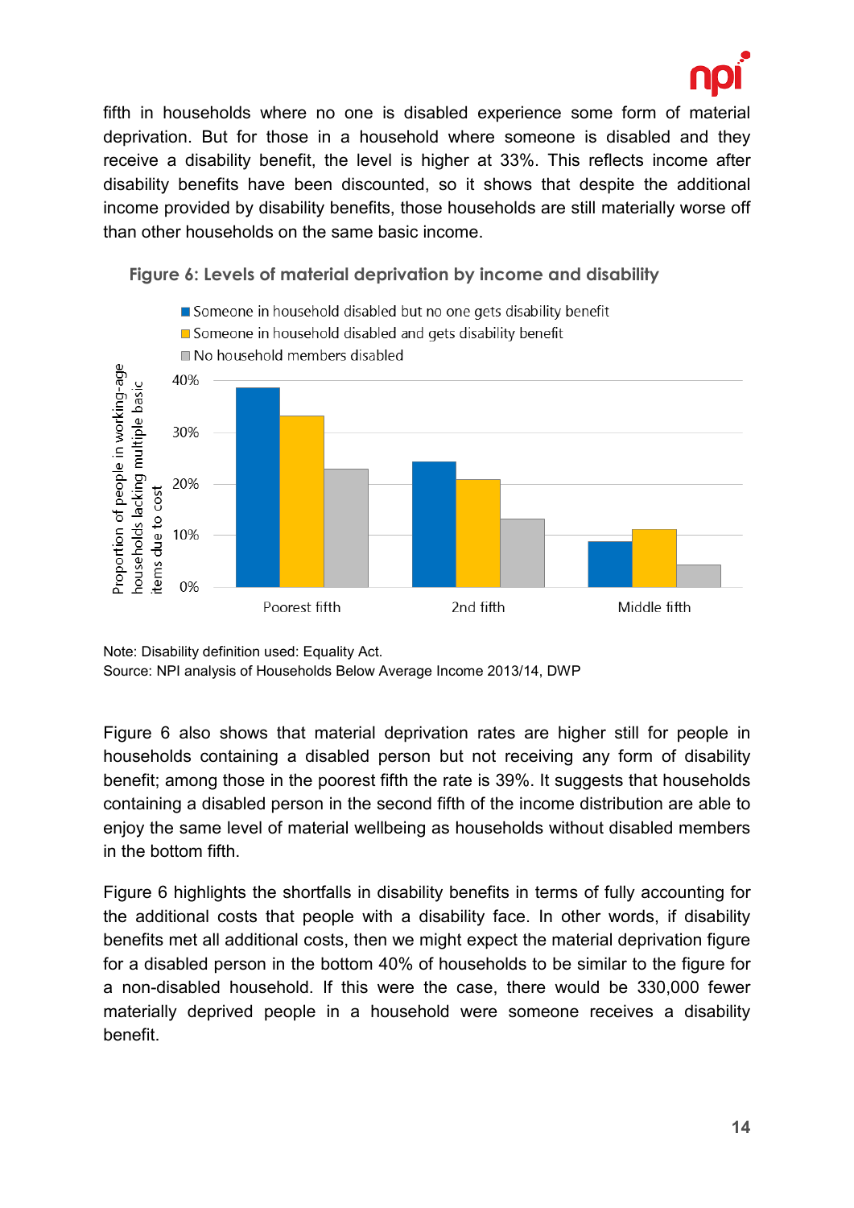fifth in households where no one is disabled experience some form of material deprivation. But for those in a household where someone is disabled and they receive a disability benefit, the level is higher at 33%. This reflects income after disability benefits have been discounted, so it shows that despite the additional income provided by disability benefits, those households are still materially worse off than other households on the same basic income.

**Figure 6: Levels of material deprivation by income and disability**

Note: Disability definition used: Equality Act.
Source: NPI analysis of Households Below Average Income 2013/14, DWP

Figure 6 also shows that material deprivation rates are higher still for people in households containing a disabled person but not receiving any form of disability benefit; among those in the poorest fifth the rate is 39%. It suggests that households containing a disabled person in the second fifth of the income distribution are able to enjoy the same level of material wellbeing as households without disabled members in the bottom fifth.

Figure 6 highlights the shortfalls in disability benefits in terms of fully accounting for the additional costs that people with a disability face. In other words, if disability benefits met all additional costs, then we might expect the material deprivation figure for a disabled person in the bottom 40% of households to be similar to the figure for a non-disabled household. If this were the case, there would be 330,000 fewer materially deprived people in a household were someone receives a disability benefit.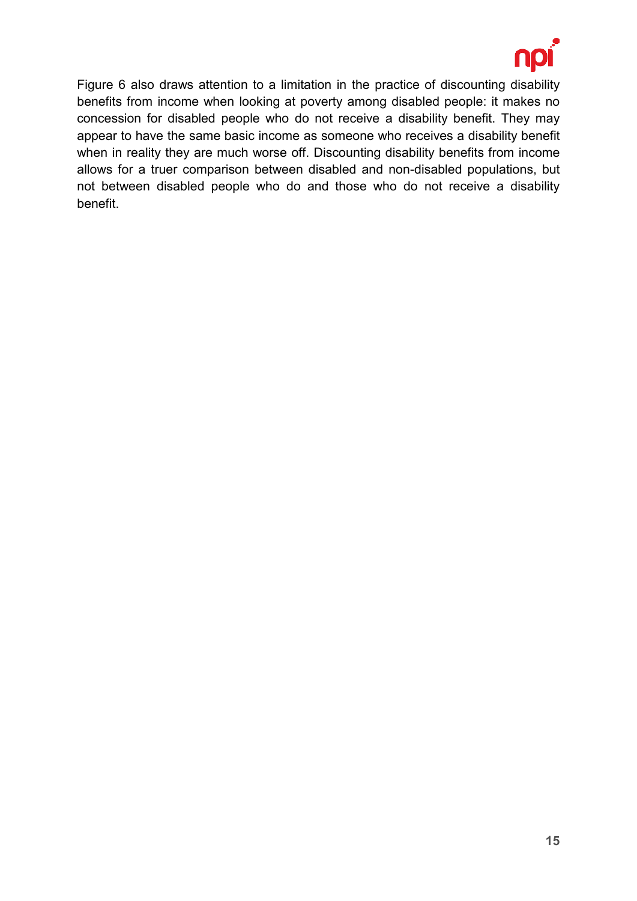Figure 6 also draws attention to a limitation in the practice of discounting disability benefits from income when looking at poverty among disabled people: it makes no concession for disabled people who do not receive a disability benefit. They may appear to have the same basic income as someone who receives a disability benefit when in reality they are much worse off. Discounting disability benefits from income allows for a truer comparison between disabled and non-disabled populations, but not between disabled people who do and those who do not receive a disability benefit.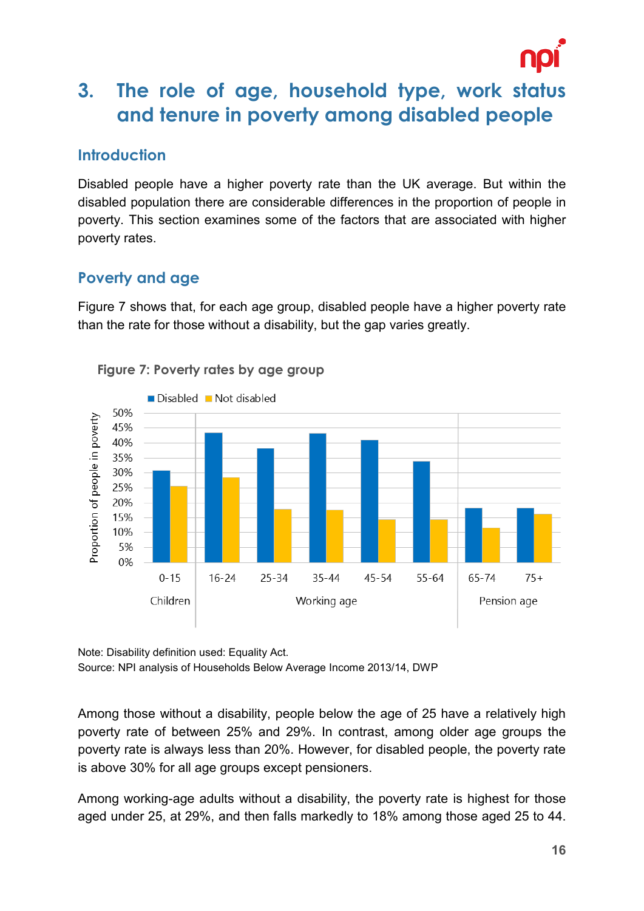# 3. The role of age, household type, work status and tenure in poverty among disabled people

## Introduction

Disabled people have a higher poverty rate than the UK average. But within the disabled population there are considerable differences in the proportion of people in poverty. This section examines some of the factors that are associated with higher poverty rates.

## Poverty and age

Figure 7 shows that, for each age group, disabled people have a higher poverty rate than the rate for those without a disability, but the gap varies greatly.

**Figure 7: Poverty rates by age group**

Note: Disability definition used: Equality Act.
Source: NPI analysis of Households Below Average Income 2013/14, DWP

Among those without a disability, people below the age of 25 have a relatively high poverty rate of between 25% and 29%. In contrast, among older age groups the poverty rate is always less than 20%. However, for disabled people, the poverty rate is above 30% for all age groups except pensioners.

Among working-age adults without a disability, the poverty rate is highest for those aged under 25, at 29%, and then falls markedly to 18% among those aged 25 to 44.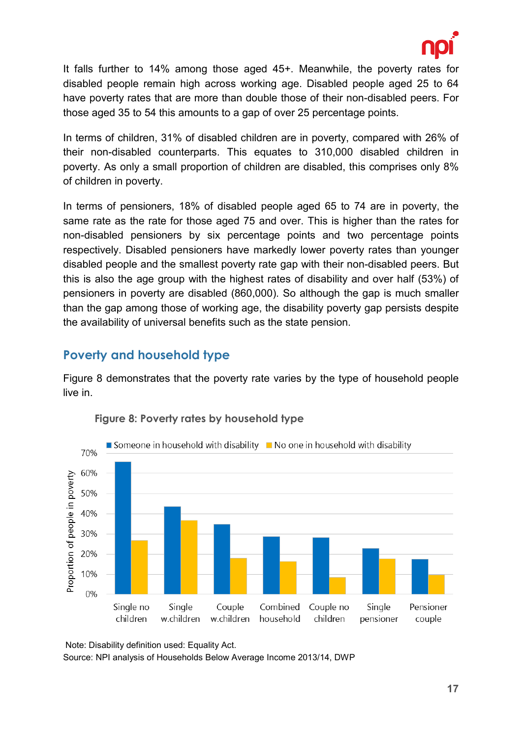It falls further to 14% among those aged 45+. Meanwhile, the poverty rates for disabled people remain high across working age. Disabled people aged 25 to 64 have poverty rates that are more than double those of their non-disabled peers. For those aged 35 to 54 this amounts to a gap of over 25 percentage points.

In terms of children, 31% of disabled children are in poverty, compared with 26% of their non-disabled counterparts. This equates to 310,000 disabled children in poverty. As only a small proportion of children are disabled, this comprises only 8% of children in poverty.

In terms of pensioners, 18% of disabled people aged 65 to 74 are in poverty, the same rate as the rate for those aged 75 and over. This is higher than the rates for non-disabled pensioners by six percentage points and two percentage points respectively. Disabled pensioners have markedly lower poverty rates than younger disabled people and the smallest poverty rate gap with their non-disabled peers. But this is also the age group with the highest rates of disability and over half (53%) of pensioners in poverty are disabled (860,000). So although the gap is much smaller than the gap among those of working age, the disability poverty gap persists despite the availability of universal benefits such as the state pension.

## Poverty and household type

Figure 8 demonstrates that the poverty rate varies by the type of household people live in.

**Figure 8: Poverty rates by household type**

Note: Disability definition used: Equality Act.

Source: NPI analysis of Households Below Average Income 2013/14, DWP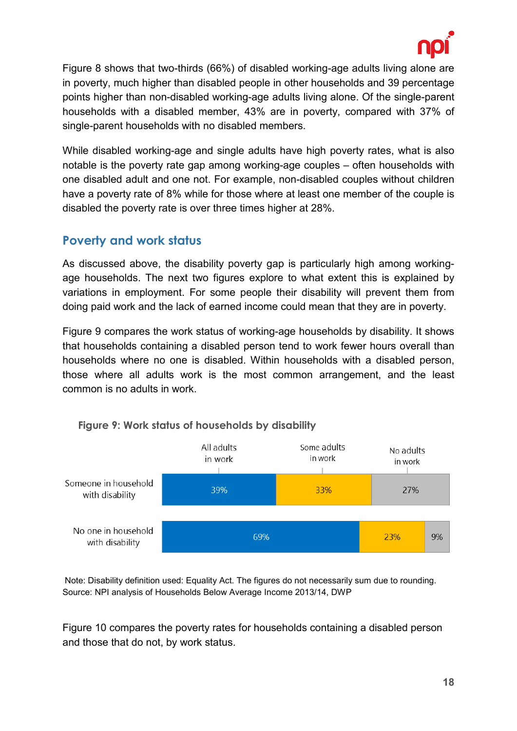Figure 8 shows that two-thirds (66%) of disabled working-age adults living alone are in poverty, much higher than disabled people in other households and 39 percentage points higher than non-disabled working-age adults living alone. Of the single-parent households with a disabled member, 43% are in poverty, compared with 37% of single-parent households with no disabled members.

While disabled working-age and single adults have high poverty rates, what is also notable is the poverty rate gap among working-age couples – often households with one disabled adult and one not. For example, non-disabled couples without children have a poverty rate of 8% while for those where at least one member of the couple is disabled the poverty rate is over three times higher at 28%.

## Poverty and work status

As discussed above, the disability poverty gap is particularly high among working-age households. The next two figures explore to what extent this is explained by variations in employment. For some people their disability will prevent them from doing paid work and the lack of earned income could mean that they are in poverty.

Figure 9 compares the work status of working-age households by disability. It shows that households containing a disabled person tend to work fewer hours overall than households where no one is disabled. Within households with a disabled person, those where all adults work is the most common arrangement, and the least common is no adults in work.

**Figure 9: Work status of households by disability**

| | All adults in work | Some adults in work | No adults in work |
|---|---|---|---|
| Someone in household with disability | 39% | 33% | 27% |
| No one in household with disability | 69% | 23% | 9% |

Note: Disability definition used: Equality Act. The figures do not necessarily sum due to rounding.
Source: NPI analysis of Households Below Average Income 2013/14, DWP

Figure 10 compares the poverty rates for households containing a disabled person and those that do not, by work status.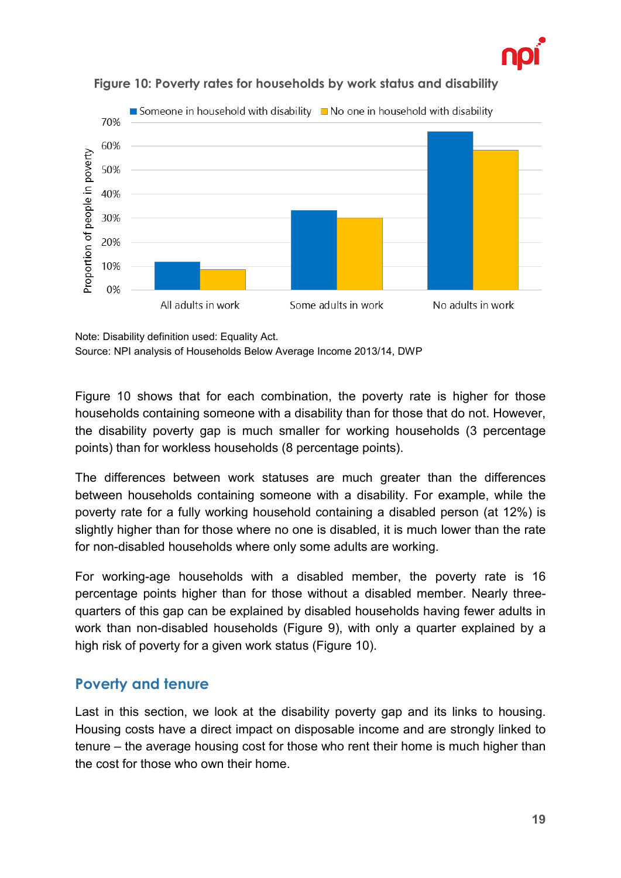**Figure 10: Poverty rates for households by work status and disability**

Note: Disability definition used: Equality Act.
Source: NPI analysis of Households Below Average Income 2013/14, DWP

Figure 10 shows that for each combination, the poverty rate is higher for those households containing someone with a disability than for those that do not. However, the disability poverty gap is much smaller for working households (3 percentage points) than for workless households (8 percentage points).

The differences between work statuses are much greater than the differences between households containing someone with a disability. For example, while the poverty rate for a fully working household containing a disabled person (at 12%) is slightly higher than for those where no one is disabled, it is much lower than the rate for non-disabled households where only some adults are working.

For working-age households with a disabled member, the poverty rate is 16 percentage points higher than for those without a disabled member. Nearly three-quarters of this gap can be explained by disabled households having fewer adults in work than non-disabled households (Figure 9), with only a quarter explained by a high risk of poverty for a given work status (Figure 10).

## Poverty and tenure

Last in this section, we look at the disability poverty gap and its links to housing. Housing costs have a direct impact on disposable income and are strongly linked to tenure – the average housing cost for those who rent their home is much higher than the cost for those who own their home.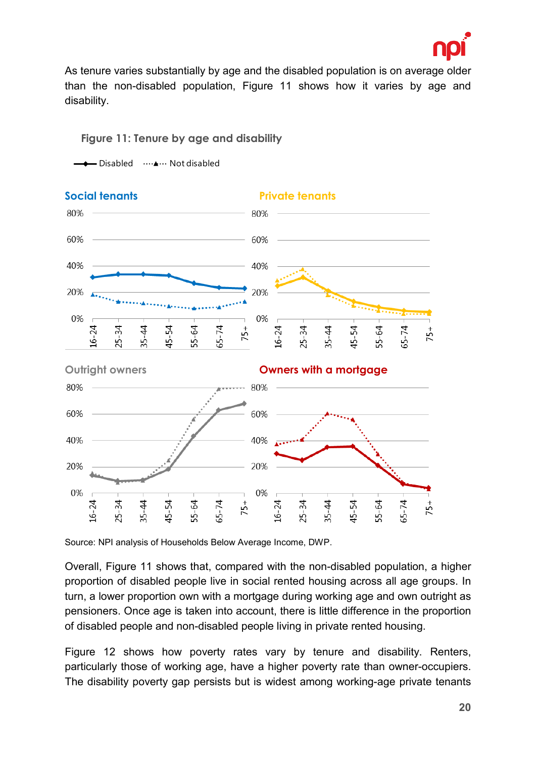As tenure varies substantially by age and the disabled population is on average older than the non-disabled population, Figure 11 shows how it varies by age and disability.

Figure 11: Tenure by age and disability

Source: NPI analysis of Households Below Average Income, DWP.

Overall, Figure 11 shows that, compared with the non-disabled population, a higher proportion of disabled people live in social rented housing across all age groups. In turn, a lower proportion own with a mortgage during working age and own outright as pensioners. Once age is taken into account, there is little difference in the proportion of disabled people and non-disabled people living in private rented housing.

Figure 12 shows how poverty rates vary by tenure and disability. Renters, particularly those of working age, have a higher poverty rate than owner-occupiers. The disability poverty gap persists but is widest among working-age private tenants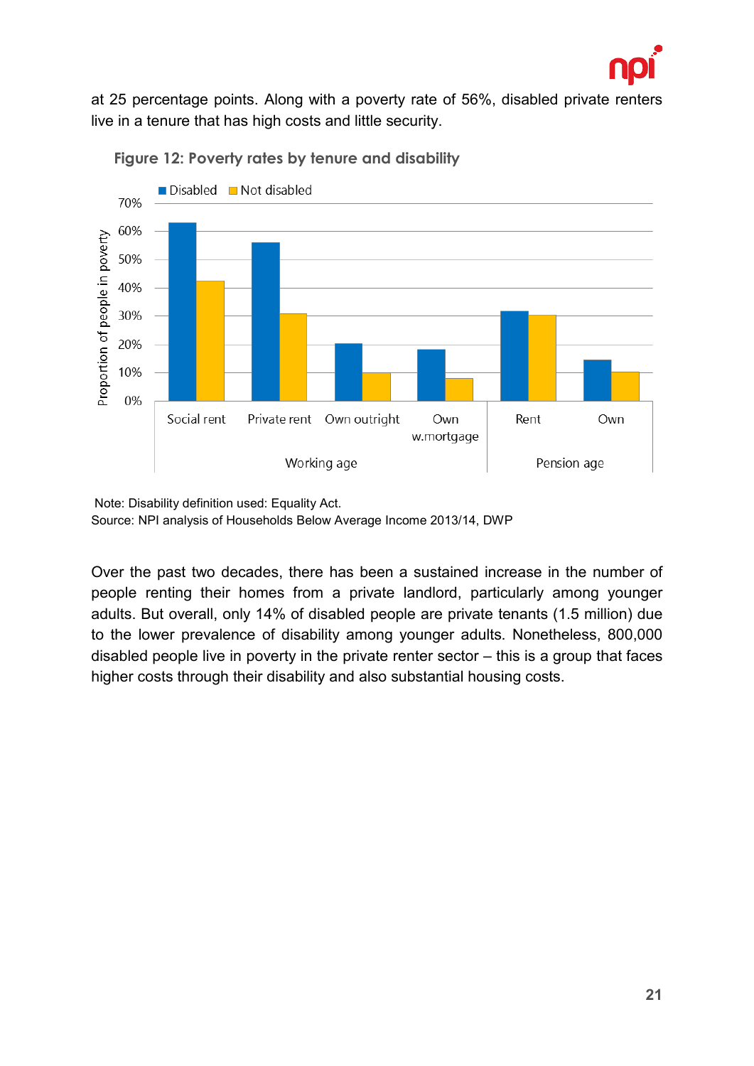at 25 percentage points. Along with a poverty rate of 56%, disabled private renters live in a tenure that has high costs and little security.

**Figure 12: Poverty rates by tenure and disability**

Note: Disability definition used: Equality Act.
Source: NPI analysis of Households Below Average Income 2013/14, DWP

Over the past two decades, there has been a sustained increase in the number of people renting their homes from a private landlord, particularly among younger adults. But overall, only 14% of disabled people are private tenants (1.5 million) due to the lower prevalence of disability among younger adults. Nonetheless, 800,000 disabled people live in poverty in the private renter sector – this is a group that faces higher costs through their disability and also substantial housing costs.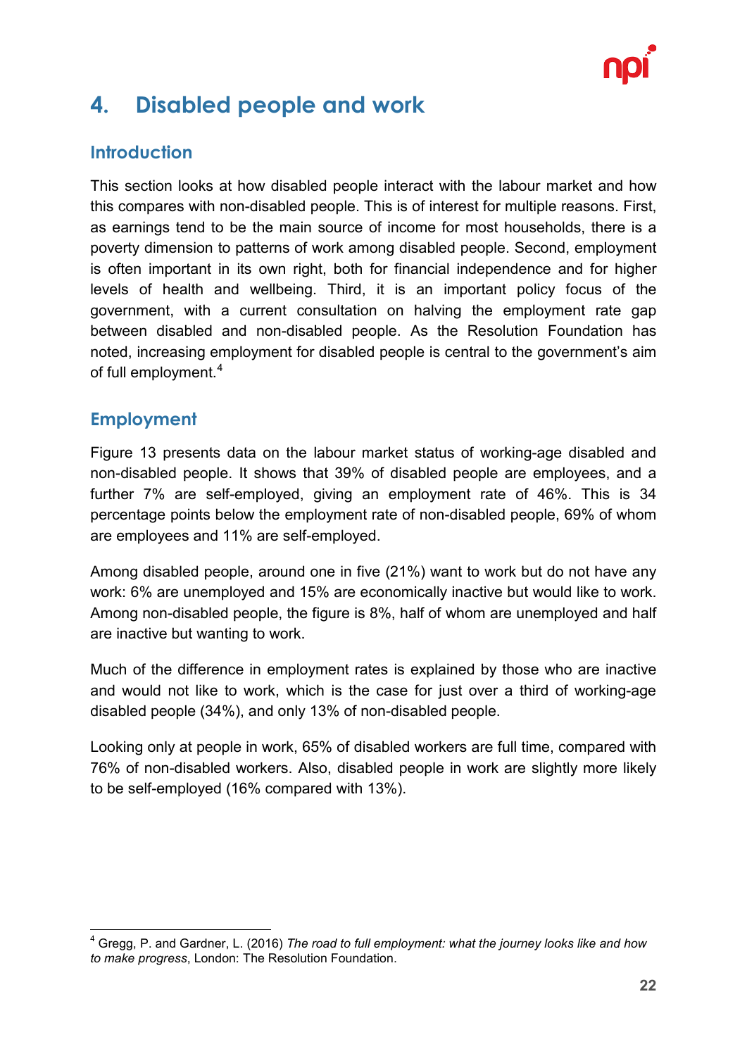# 4. Disabled people and work

## Introduction

This section looks at how disabled people interact with the labour market and how this compares with non-disabled people. This is of interest for multiple reasons. First, as earnings tend to be the main source of income for most households, there is a poverty dimension to patterns of work among disabled people. Second, employment is often important in its own right, both for financial independence and for higher levels of health and wellbeing. Third, it is an important policy focus of the government, with a current consultation on halving the employment rate gap between disabled and non-disabled people. As the Resolution Foundation has noted, increasing employment for disabled people is central to the government's aim of full employment.[4]

## Employment

Figure 13 presents data on the labour market status of working-age disabled and non-disabled people. It shows that 39% of disabled people are employees, and a further 7% are self-employed, giving an employment rate of 46%. This is 34 percentage points below the employment rate of non-disabled people, 69% of whom are employees and 11% are self-employed.

Among disabled people, around one in five (21%) want to work but do not have any work: 6% are unemployed and 15% are economically inactive but would like to work. Among non-disabled people, the figure is 8%, half of whom are unemployed and half are inactive but wanting to work.

Much of the difference in employment rates is explained by those who are inactive and would not like to work, which is the case for just over a third of working-age disabled people (34%), and only 13% of non-disabled people.

Looking only at people in work, 65% of disabled workers are full time, compared with 76% of non-disabled workers. Also, disabled people in work are slightly more likely to be self-employed (16% compared with 13%).

---

[4] Gregg, P. and Gardner, L. (2016) *The road to full employment: what the journey looks like and how to make progress*, London: The Resolution Foundation.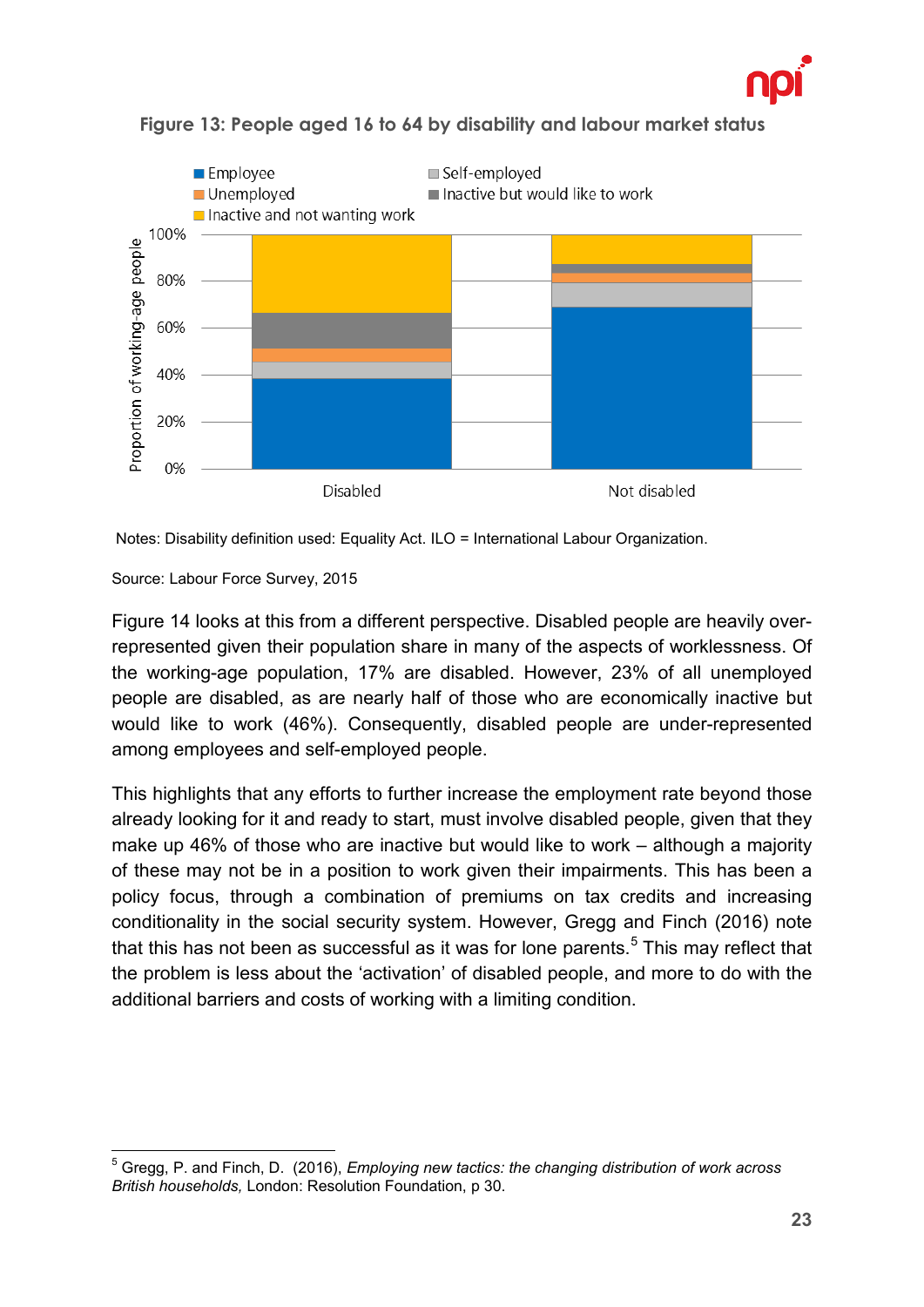**Figure 13: People aged 16 to 64 by disability and labour market status**

Notes: Disability definition used: Equality Act. ILO = International Labour Organization.

Source: Labour Force Survey, 2015

Figure 14 looks at this from a different perspective. Disabled people are heavily over-represented given their population share in many of the aspects of worklessness. Of the working-age population, 17% are disabled. However, 23% of all unemployed people are disabled, as are nearly half of those who are economically inactive but would like to work (46%). Consequently, disabled people are under-represented among employees and self-employed people.

This highlights that any efforts to further increase the employment rate beyond those already looking for it and ready to start, must involve disabled people, given that they make up 46% of those who are inactive but would like to work – although a majority of these may not be in a position to work given their impairments. This has been a policy focus, through a combination of premiums on tax credits and increasing conditionality in the social security system. However, Gregg and Finch (2016) note that this has not been as successful as it was for lone parents.[5] This may reflect that the problem is less about the 'activation' of disabled people, and more to do with the additional barriers and costs of working with a limiting condition.

[5] Gregg, P. and Finch, D. (2016), *Employing new tactics: the changing distribution of work across British households,* London: Resolution Foundation, p 30.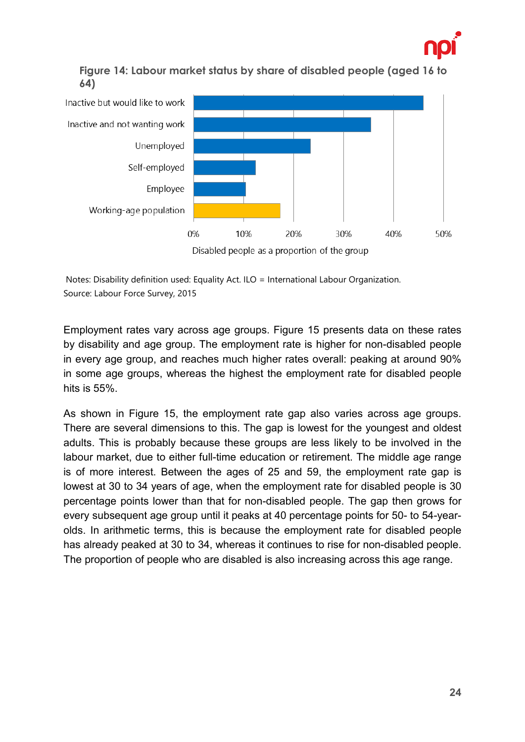**Figure 14: Labour market status by share of disabled people (aged 16 to 64)**

| Group | Disabled people as a proportion of the group |
|---|---|
| Inactive but would like to work | ~46% |
| Inactive and not wanting work | ~35% |
| Unemployed | ~23% |
| Self-employed | ~12% |
| Employee | ~10% |
| Working-age population | ~17% |

Notes: Disability definition used: Equality Act. ILO = International Labour Organization.
Source: Labour Force Survey, 2015

Employment rates vary across age groups. Figure 15 presents data on these rates by disability and age group. The employment rate is higher for non-disabled people in every age group, and reaches much higher rates overall: peaking at around 90% in some age groups, whereas the highest the employment rate for disabled people hits is 55%.

As shown in Figure 15, the employment rate gap also varies across age groups. There are several dimensions to this. The gap is lowest for the youngest and oldest adults. This is probably because these groups are less likely to be involved in the labour market, due to either full-time education or retirement. The middle age range is of more interest. Between the ages of 25 and 59, the employment rate gap is lowest at 30 to 34 years of age, when the employment rate for disabled people is 30 percentage points lower than that for non-disabled people. The gap then grows for every subsequent age group until it peaks at 40 percentage points for 50- to 54-year-olds. In arithmetic terms, this is because the employment rate for disabled people has already peaked at 30 to 34, whereas it continues to rise for non-disabled people. The proportion of people who are disabled is also increasing across this age range.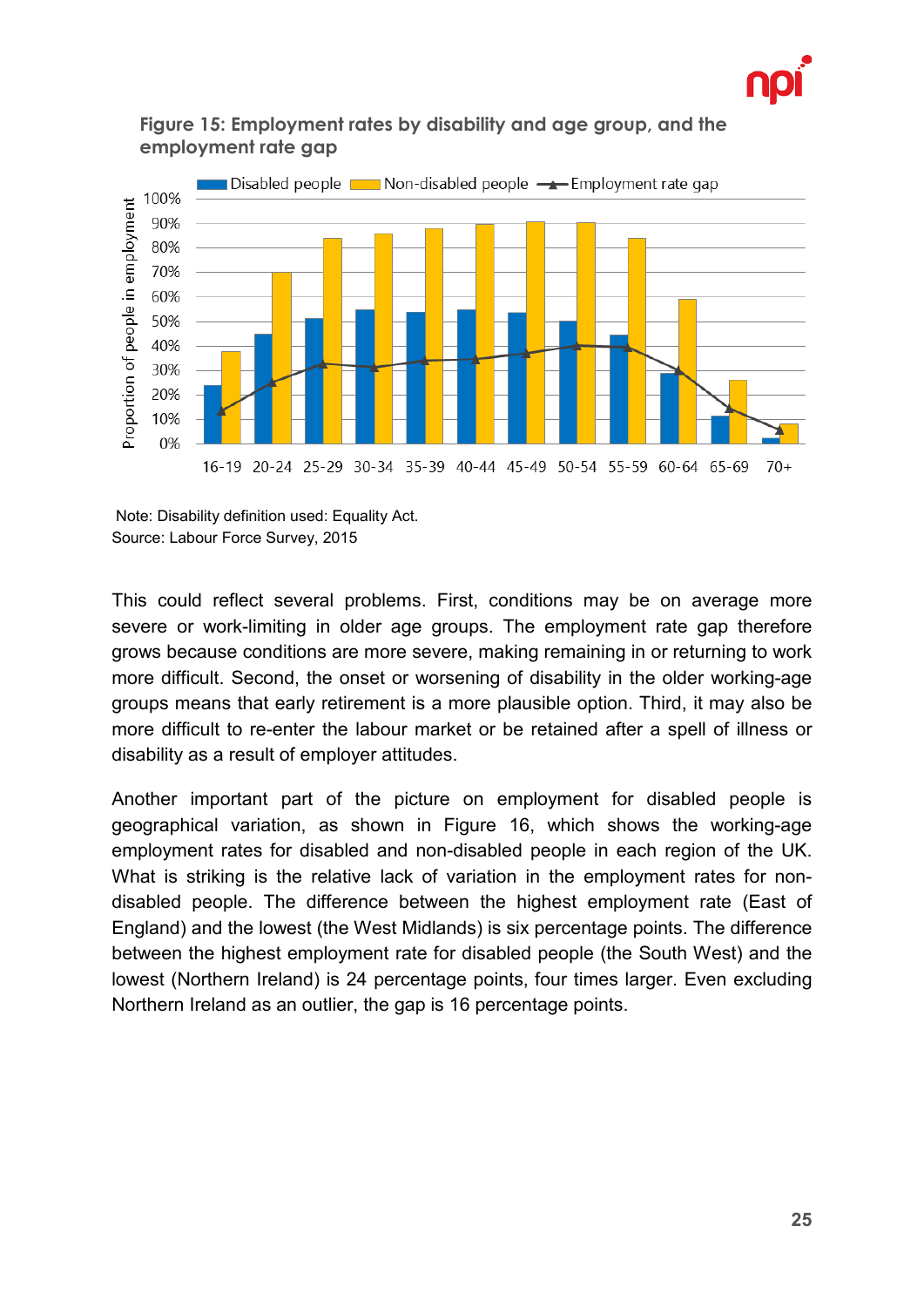**Figure 15: Employment rates by disability and age group, and the employment rate gap**

Note: Disability definition used: Equality Act.
Source: Labour Force Survey, 2015

This could reflect several problems. First, conditions may be on average more severe or work-limiting in older age groups. The employment rate gap therefore grows because conditions are more severe, making remaining in or returning to work more difficult. Second, the onset or worsening of disability in the older working-age groups means that early retirement is a more plausible option. Third, it may also be more difficult to re-enter the labour market or be retained after a spell of illness or disability as a result of employer attitudes.

Another important part of the picture on employment for disabled people is geographical variation, as shown in Figure 16, which shows the working-age employment rates for disabled and non-disabled people in each region of the UK. What is striking is the relative lack of variation in the employment rates for non-disabled people. The difference between the highest employment rate (East of England) and the lowest (the West Midlands) is six percentage points. The difference between the highest employment rate for disabled people (the South West) and the lowest (Northern Ireland) is 24 percentage points, four times larger. Even excluding Northern Ireland as an outlier, the gap is 16 percentage points.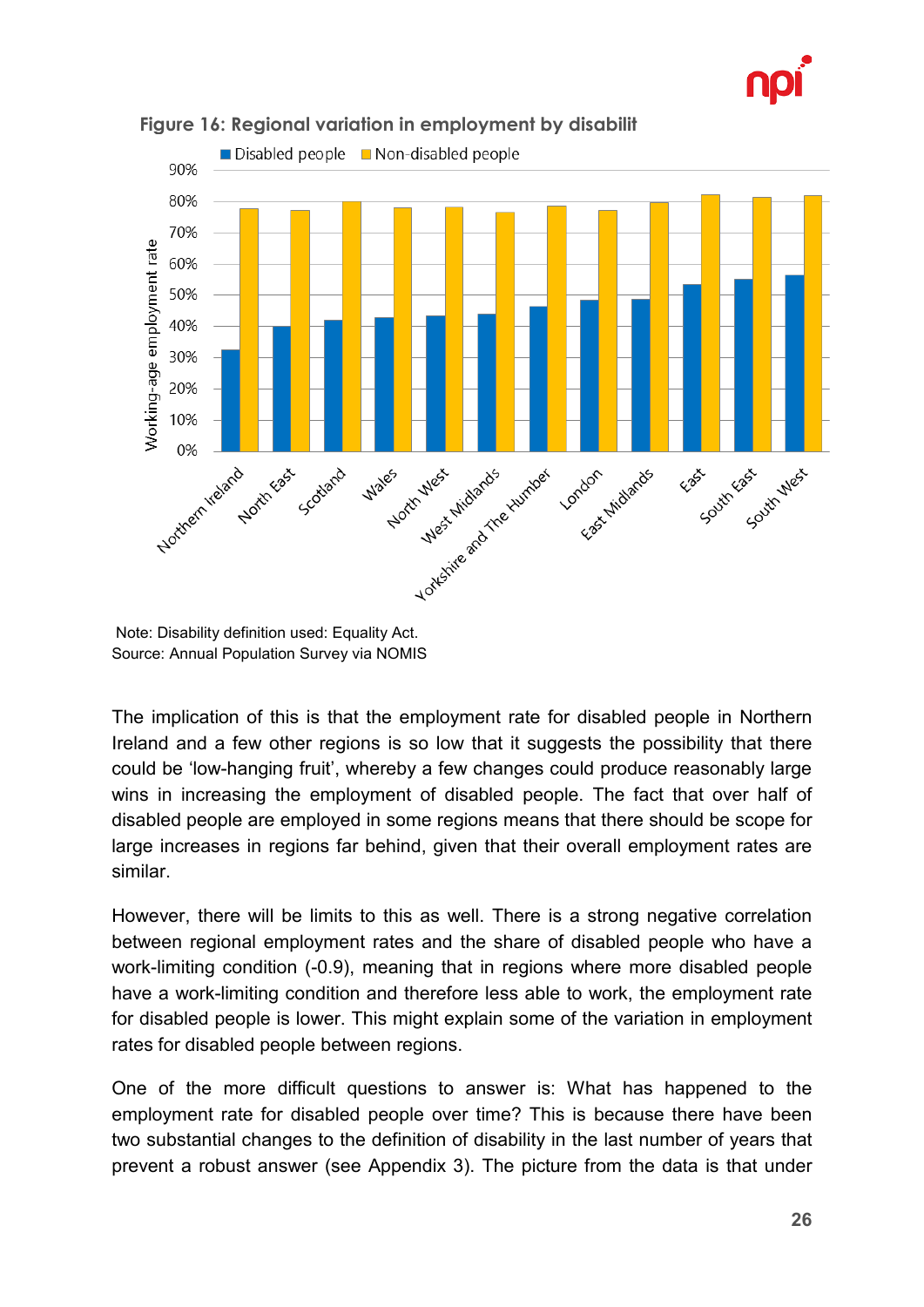**Figure 16: Regional variation in employment by disabilit**

Note: Disability definition used: Equality Act.
Source: Annual Population Survey via NOMIS

The implication of this is that the employment rate for disabled people in Northern Ireland and a few other regions is so low that it suggests the possibility that there could be 'low-hanging fruit', whereby a few changes could produce reasonably large wins in increasing the employment of disabled people. The fact that over half of disabled people are employed in some regions means that there should be scope for large increases in regions far behind, given that their overall employment rates are similar.

However, there will be limits to this as well. There is a strong negative correlation between regional employment rates and the share of disabled people who have a work-limiting condition (-0.9), meaning that in regions where more disabled people have a work-limiting condition and therefore less able to work, the employment rate for disabled people is lower. This might explain some of the variation in employment rates for disabled people between regions.

One of the more difficult questions to answer is: What has happened to the employment rate for disabled people over time? This is because there have been two substantial changes to the definition of disability in the last number of years that prevent a robust answer (see Appendix 3). The picture from the data is that under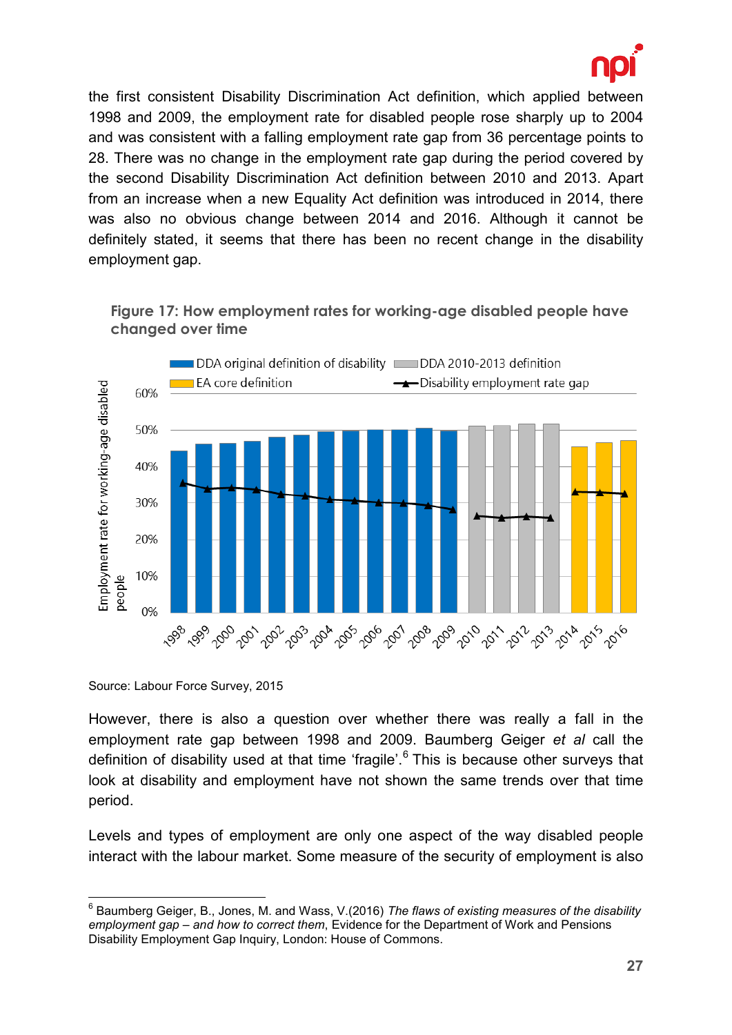the first consistent Disability Discrimination Act definition, which applied between 1998 and 2009, the employment rate for disabled people rose sharply up to 2004 and was consistent with a falling employment rate gap from 36 percentage points to 28. There was no change in the employment rate gap during the period covered by the second Disability Discrimination Act definition between 2010 and 2013. Apart from an increase when a new Equality Act definition was introduced in 2014, there was also no obvious change between 2014 and 2016. Although it cannot be definitely stated, it seems that there has been no recent change in the disability employment gap.

**Figure 17: How employment rates for working-age disabled people have changed over time**

Source: Labour Force Survey, 2015

However, there is also a question over whether there was really a fall in the employment rate gap between 1998 and 2009. Baumberg Geiger *et al* call the definition of disability used at that time 'fragile'.[6] This is because other surveys that look at disability and employment have not shown the same trends over that time period.

Levels and types of employment are only one aspect of the way disabled people interact with the labour market. Some measure of the security of employment is also

---

[6] Baumberg Geiger, B., Jones, M. and Wass, V.(2016) *The flaws of existing measures of the disability employment gap – and how to correct them*, Evidence for the Department of Work and Pensions Disability Employment Gap Inquiry, London: House of Commons.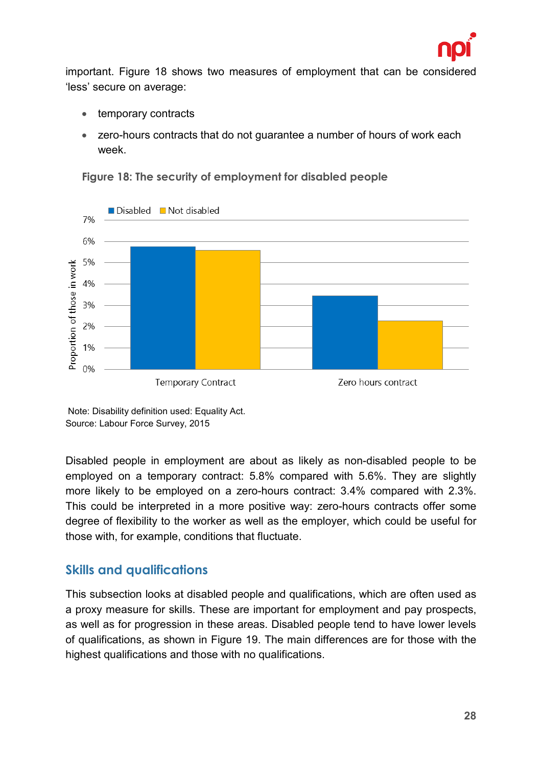important. Figure 18 shows two measures of employment that can be considered ‘less’ secure on average:

- temporary contracts
- zero-hours contracts that do not guarantee a number of hours of work each week.

**Figure 18: The security of employment for disabled people**

Note: Disability definition used: Equality Act.
Source: Labour Force Survey, 2015

Disabled people in employment are about as likely as non-disabled people to be employed on a temporary contract: 5.8% compared with 5.6%. They are slightly more likely to be employed on a zero-hours contract: 3.4% compared with 2.3%. This could be interpreted in a more positive way: zero-hours contracts offer some degree of flexibility to the worker as well as the employer, which could be useful for those with, for example, conditions that fluctuate.

## Skills and qualifications

This subsection looks at disabled people and qualifications, which are often used as a proxy measure for skills. These are important for employment and pay prospects, as well as for progression in these areas. Disabled people tend to have lower levels of qualifications, as shown in Figure 19. The main differences are for those with the highest qualifications and those with no qualifications.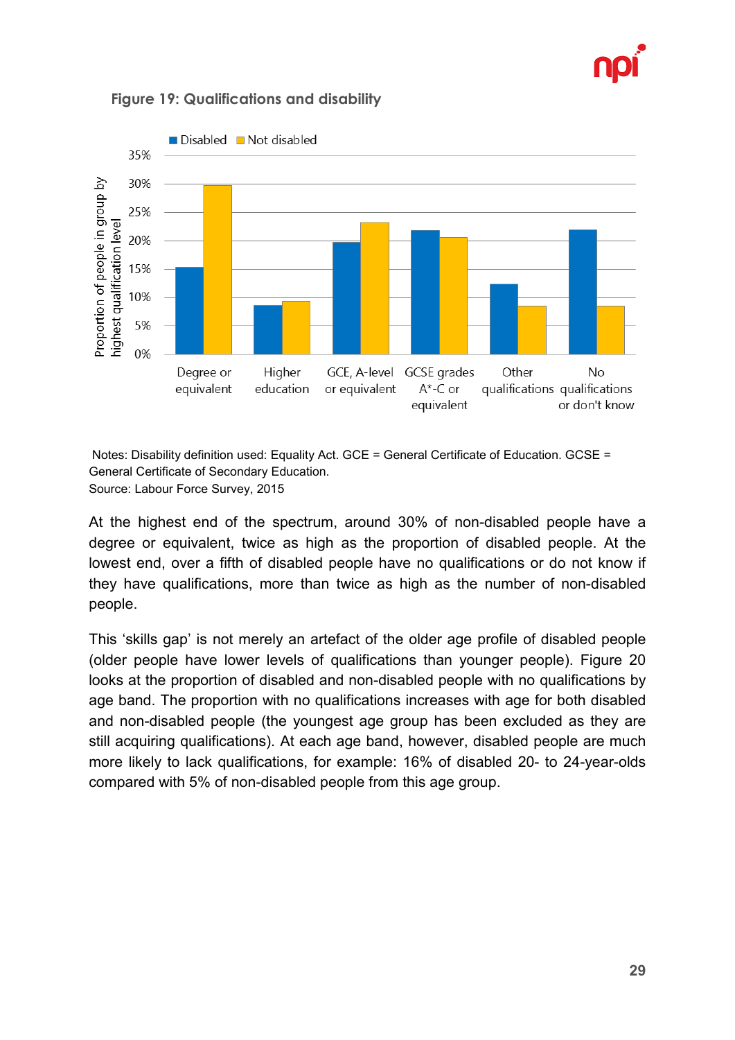**Figure 19: Qualifications and disability**

Notes: Disability definition used: Equality Act. GCE = General Certificate of Education. GCSE = General Certificate of Secondary Education.
Source: Labour Force Survey, 2015

At the highest end of the spectrum, around 30% of non-disabled people have a degree or equivalent, twice as high as the proportion of disabled people. At the lowest end, over a fifth of disabled people have no qualifications or do not know if they have qualifications, more than twice as high as the number of non-disabled people.

This 'skills gap' is not merely an artefact of the older age profile of disabled people (older people have lower levels of qualifications than younger people). Figure 20 looks at the proportion of disabled and non-disabled people with no qualifications by age band. The proportion with no qualifications increases with age for both disabled and non-disabled people (the youngest age group has been excluded as they are still acquiring qualifications). At each age band, however, disabled people are much more likely to lack qualifications, for example: 16% of disabled 20- to 24-year-olds compared with 5% of non-disabled people from this age group.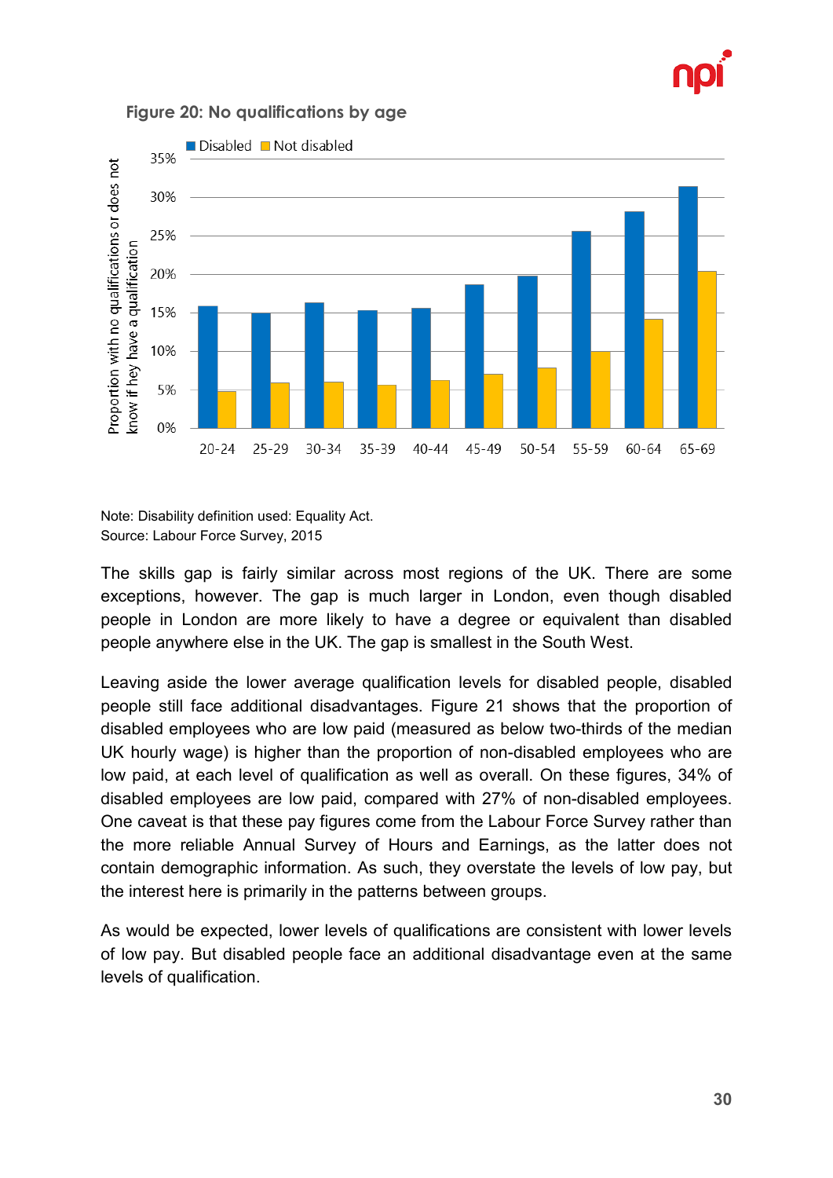**Figure 20: No qualifications by age**

Note: Disability definition used: Equality Act.
Source: Labour Force Survey, 2015

The skills gap is fairly similar across most regions of the UK. There are some exceptions, however. The gap is much larger in London, even though disabled people in London are more likely to have a degree or equivalent than disabled people anywhere else in the UK. The gap is smallest in the South West.

Leaving aside the lower average qualification levels for disabled people, disabled people still face additional disadvantages. Figure 21 shows that the proportion of disabled employees who are low paid (measured as below two-thirds of the median UK hourly wage) is higher than the proportion of non-disabled employees who are low paid, at each level of qualification as well as overall. On these figures, 34% of disabled employees are low paid, compared with 27% of non-disabled employees. One caveat is that these pay figures come from the Labour Force Survey rather than the more reliable Annual Survey of Hours and Earnings, as the latter does not contain demographic information. As such, they overstate the levels of low pay, but the interest here is primarily in the patterns between groups.

As would be expected, lower levels of qualifications are consistent with lower levels of low pay. But disabled people face an additional disadvantage even at the same levels of qualification.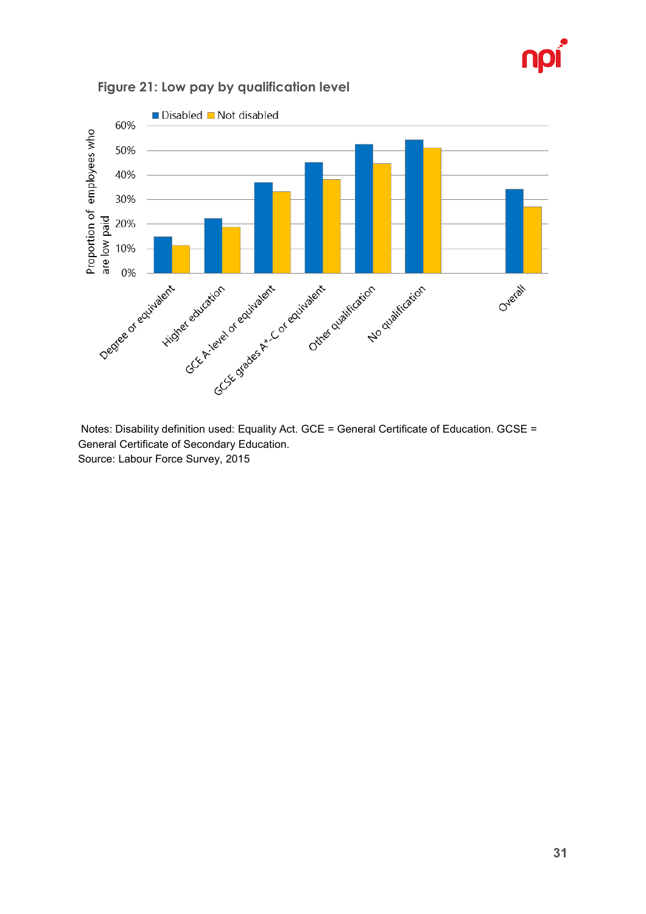**Figure 21: Low pay by qualification level**

Notes: Disability definition used: Equality Act. GCE = General Certificate of Education. GCSE = General Certificate of Secondary Education.
Source: Labour Force Survey, 2015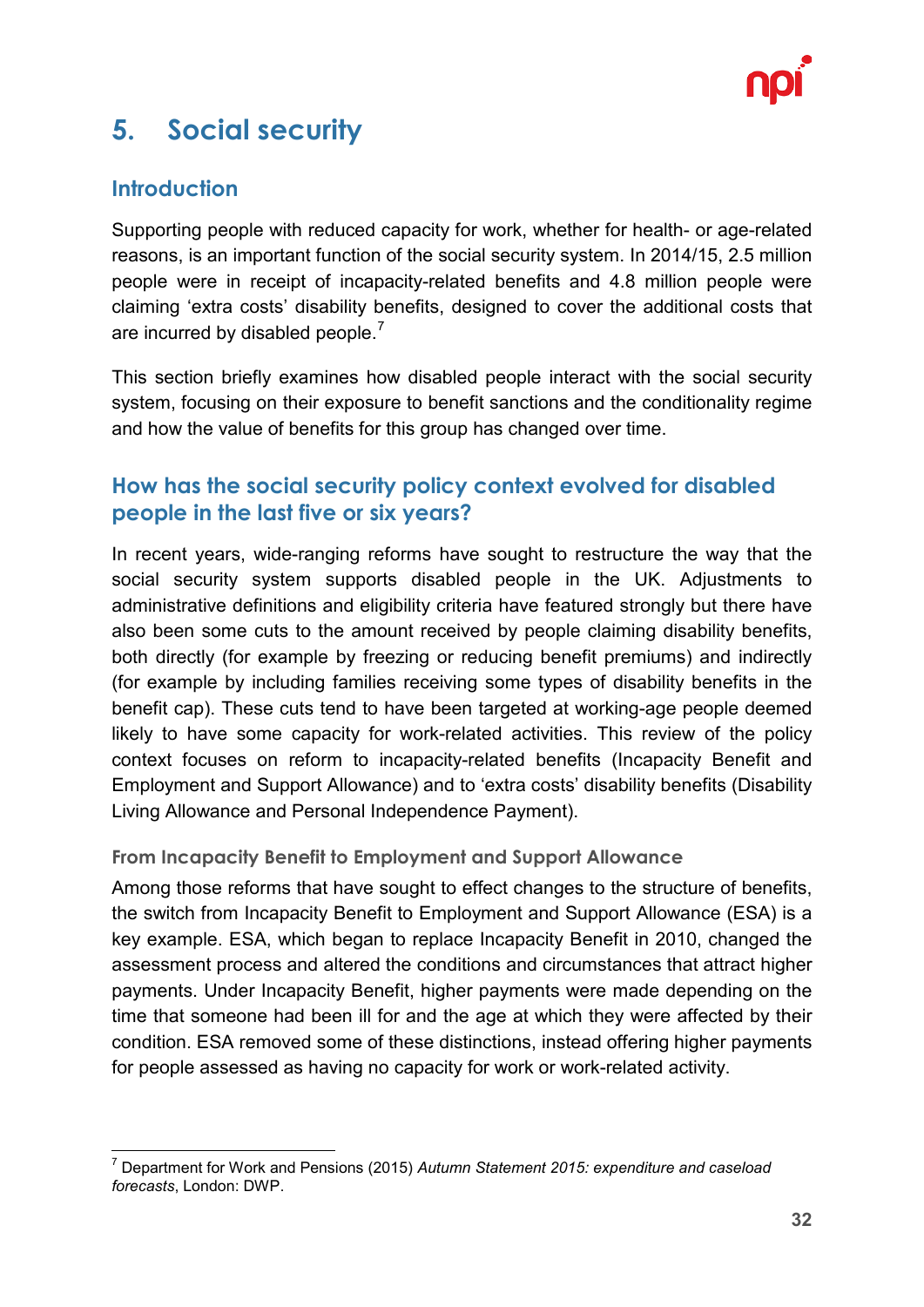# 5. Social security

## Introduction

Supporting people with reduced capacity for work, whether for health- or age-related reasons, is an important function of the social security system. In 2014/15, 2.5 million people were in receipt of incapacity-related benefits and 4.8 million people were claiming 'extra costs' disability benefits, designed to cover the additional costs that are incurred by disabled people.[7]

This section briefly examines how disabled people interact with the social security system, focusing on their exposure to benefit sanctions and the conditionality regime and how the value of benefits for this group has changed over time.

## How has the social security policy context evolved for disabled people in the last five or six years?

In recent years, wide-ranging reforms have sought to restructure the way that the social security system supports disabled people in the UK. Adjustments to administrative definitions and eligibility criteria have featured strongly but there have also been some cuts to the amount received by people claiming disability benefits, both directly (for example by freezing or reducing benefit premiums) and indirectly (for example by including families receiving some types of disability benefits in the benefit cap). These cuts tend to have been targeted at working-age people deemed likely to have some capacity for work-related activities. This review of the policy context focuses on reform to incapacity-related benefits (Incapacity Benefit and Employment and Support Allowance) and to 'extra costs' disability benefits (Disability Living Allowance and Personal Independence Payment).

### From Incapacity Benefit to Employment and Support Allowance

Among those reforms that have sought to effect changes to the structure of benefits, the switch from Incapacity Benefit to Employment and Support Allowance (ESA) is a key example. ESA, which began to replace Incapacity Benefit in 2010, changed the assessment process and altered the conditions and circumstances that attract higher payments. Under Incapacity Benefit, higher payments were made depending on the time that someone had been ill for and the age at which they were affected by their condition. ESA removed some of these distinctions, instead offering higher payments for people assessed as having no capacity for work or work-related activity.

---

[7] Department for Work and Pensions (2015) *Autumn Statement 2015: expenditure and caseload forecasts*, London: DWP.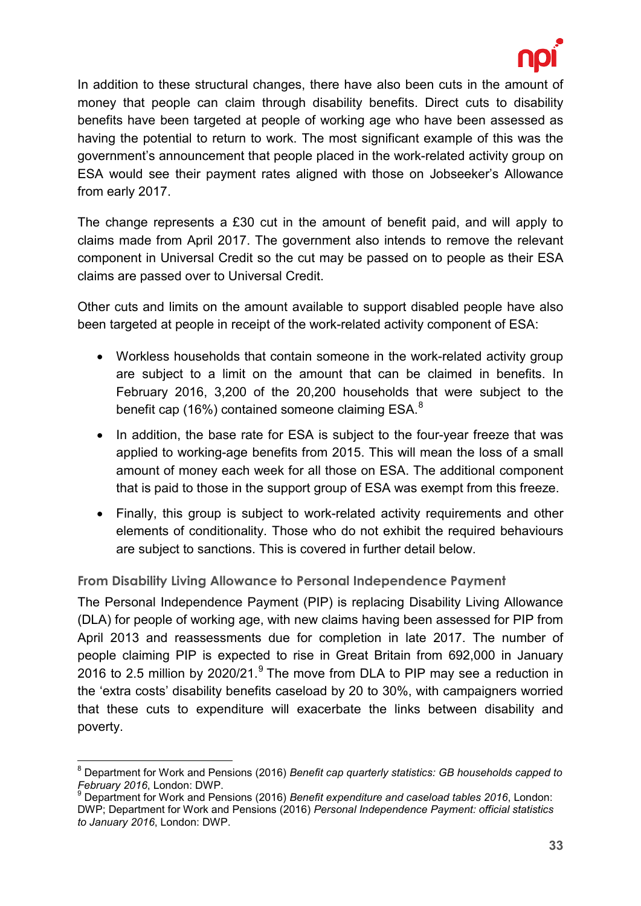In addition to these structural changes, there have also been cuts in the amount of money that people can claim through disability benefits. Direct cuts to disability benefits have been targeted at people of working age who have been assessed as having the potential to return to work. The most significant example of this was the government's announcement that people placed in the work-related activity group on ESA would see their payment rates aligned with those on Jobseeker's Allowance from early 2017.

The change represents a £30 cut in the amount of benefit paid, and will apply to claims made from April 2017. The government also intends to remove the relevant component in Universal Credit so the cut may be passed on to people as their ESA claims are passed over to Universal Credit.

Other cuts and limits on the amount available to support disabled people have also been targeted at people in receipt of the work-related activity component of ESA:

- Workless households that contain someone in the work-related activity group are subject to a limit on the amount that can be claimed in benefits. In February 2016, 3,200 of the 20,200 households that were subject to the benefit cap (16%) contained someone claiming ESA.[8]
- In addition, the base rate for ESA is subject to the four-year freeze that was applied to working-age benefits from 2015. This will mean the loss of a small amount of money each week for all those on ESA. The additional component that is paid to those in the support group of ESA was exempt from this freeze.
- Finally, this group is subject to work-related activity requirements and other elements of conditionality. Those who do not exhibit the required behaviours are subject to sanctions. This is covered in further detail below.

### From Disability Living Allowance to Personal Independence Payment

The Personal Independence Payment (PIP) is replacing Disability Living Allowance (DLA) for people of working age, with new claims having been assessed for PIP from April 2013 and reassessments due for completion in late 2017. The number of people claiming PIP is expected to rise in Great Britain from 692,000 in January 2016 to 2.5 million by 2020/21.[9] The move from DLA to PIP may see a reduction in the 'extra costs' disability benefits caseload by 20 to 30%, with campaigners worried that these cuts to expenditure will exacerbate the links between disability and poverty.

---

[8] Department for Work and Pensions (2016) *Benefit cap quarterly statistics: GB households capped to February 2016*, London: DWP.

[9] Department for Work and Pensions (2016) *Benefit expenditure and caseload tables 2016*, London: DWP; Department for Work and Pensions (2016) *Personal Independence Payment: official statistics to January 2016*, London: DWP.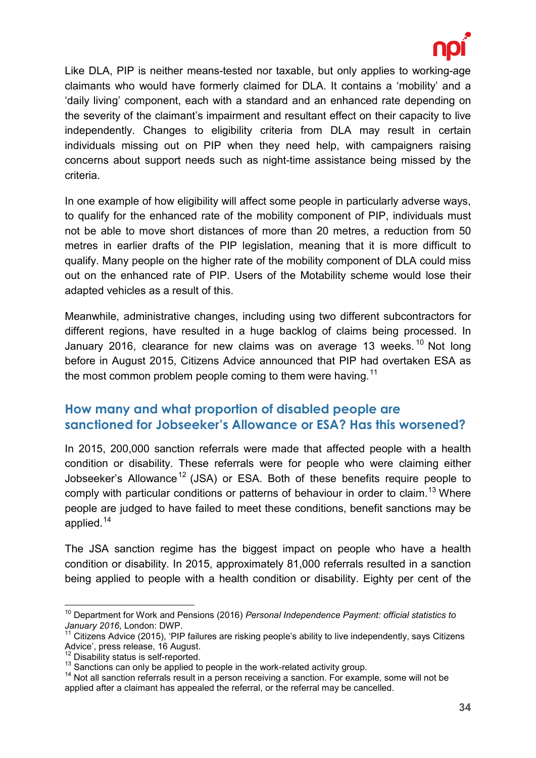Like DLA, PIP is neither means-tested nor taxable, but only applies to working-age claimants who would have formerly claimed for DLA. It contains a 'mobility' and a 'daily living' component, each with a standard and an enhanced rate depending on the severity of the claimant's impairment and resultant effect on their capacity to live independently. Changes to eligibility criteria from DLA may result in certain individuals missing out on PIP when they need help, with campaigners raising concerns about support needs such as night-time assistance being missed by the criteria.

In one example of how eligibility will affect some people in particularly adverse ways, to qualify for the enhanced rate of the mobility component of PIP, individuals must not be able to move short distances of more than 20 metres, a reduction from 50 metres in earlier drafts of the PIP legislation, meaning that it is more difficult to qualify. Many people on the higher rate of the mobility component of DLA could miss out on the enhanced rate of PIP. Users of the Motability scheme would lose their adapted vehicles as a result of this.

Meanwhile, administrative changes, including using two different subcontractors for different regions, have resulted in a huge backlog of claims being processed. In January 2016, clearance for new claims was on average 13 weeks.[10] Not long before in August 2015, Citizens Advice announced that PIP had overtaken ESA as the most common problem people coming to them were having.[11]

## How many and what proportion of disabled people are sanctioned for Jobseeker's Allowance or ESA? Has this worsened?

In 2015, 200,000 sanction referrals were made that affected people with a health condition or disability. These referrals were for people who were claiming either Jobseeker's Allowance[12] (JSA) or ESA. Both of these benefits require people to comply with particular conditions or patterns of behaviour in order to claim.[13] Where people are judged to have failed to meet these conditions, benefit sanctions may be applied.[14]

The JSA sanction regime has the biggest impact on people who have a health condition or disability. In 2015, approximately 81,000 referrals resulted in a sanction being applied to people with a health condition or disability. Eighty per cent of the

---

[10] Department for Work and Pensions (2016) *Personal Independence Payment: official statistics to January 2016*, London: DWP.

[11] Citizens Advice (2015), 'PIP failures are risking people's ability to live independently, says Citizens Advice', press release, 16 August.

[12] Disability status is self-reported.

[13] Sanctions can only be applied to people in the work-related activity group.

[14] Not all sanction referrals result in a person receiving a sanction. For example, some will not be applied after a claimant has appealed the referral, or the referral may be cancelled.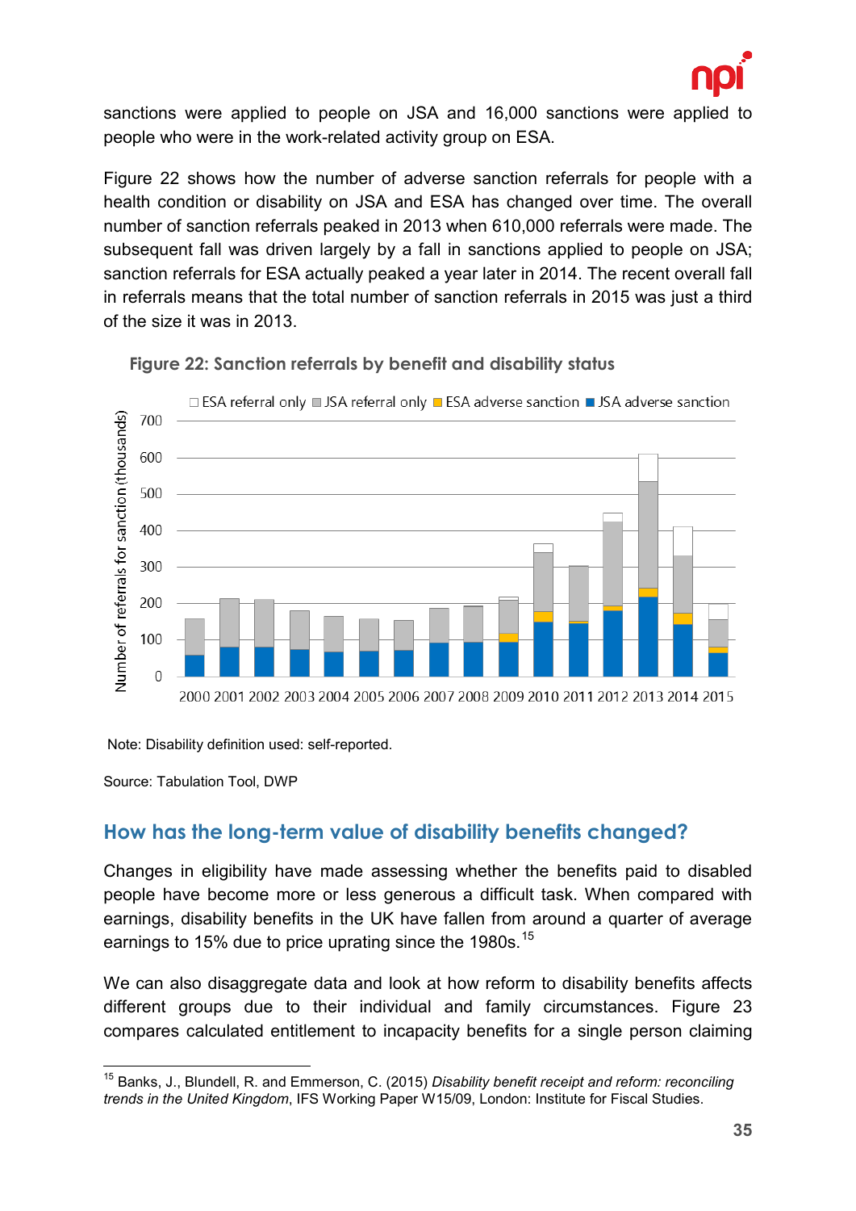sanctions were applied to people on JSA and 16,000 sanctions were applied to people who were in the work-related activity group on ESA.

Figure 22 shows how the number of adverse sanction referrals for people with a health condition or disability on JSA and ESA has changed over time. The overall number of sanction referrals peaked in 2013 when 610,000 referrals were made. The subsequent fall was driven largely by a fall in sanctions applied to people on JSA; sanction referrals for ESA actually peaked a year later in 2014. The recent overall fall in referrals means that the total number of sanction referrals in 2015 was just a third of the size it was in 2013.

**Figure 22: Sanction referrals by benefit and disability status**

Note: Disability definition used: self-reported.

Source: Tabulation Tool, DWP

## How has the long-term value of disability benefits changed?

Changes in eligibility have made assessing whether the benefits paid to disabled people have become more or less generous a difficult task. When compared with earnings, disability benefits in the UK have fallen from around a quarter of average earnings to 15% due to price uprating since the 1980s.[15]

We can also disaggregate data and look at how reform to disability benefits affects different groups due to their individual and family circumstances. Figure 23 compares calculated entitlement to incapacity benefits for a single person claiming

[15] Banks, J., Blundell, R. and Emmerson, C. (2015) *Disability benefit receipt and reform: reconciling trends in the United Kingdom*, IFS Working Paper W15/09, London: Institute for Fiscal Studies.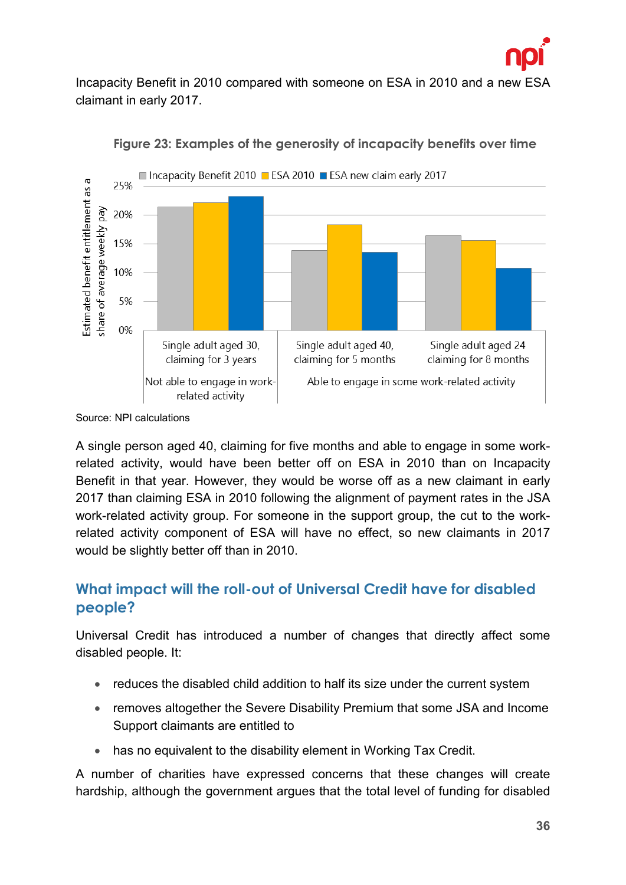Incapacity Benefit in 2010 compared with someone on ESA in 2010 and a new ESA claimant in early 2017.

**Figure 23: Examples of the generosity of incapacity benefits over time**

Source: NPI calculations

A single person aged 40, claiming for five months and able to engage in some work-related activity, would have been better off on ESA in 2010 than on Incapacity Benefit in that year. However, they would be worse off as a new claimant in early 2017 than claiming ESA in 2010 following the alignment of payment rates in the JSA work-related activity group. For someone in the support group, the cut to the work-related activity component of ESA will have no effect, so new claimants in 2017 would be slightly better off than in 2010.

## What impact will the roll-out of Universal Credit have for disabled people?

Universal Credit has introduced a number of changes that directly affect some disabled people. It:

- reduces the disabled child addition to half its size under the current system
- removes altogether the Severe Disability Premium that some JSA and Income Support claimants are entitled to
- has no equivalent to the disability element in Working Tax Credit.

A number of charities have expressed concerns that these changes will create hardship, although the government argues that the total level of funding for disabled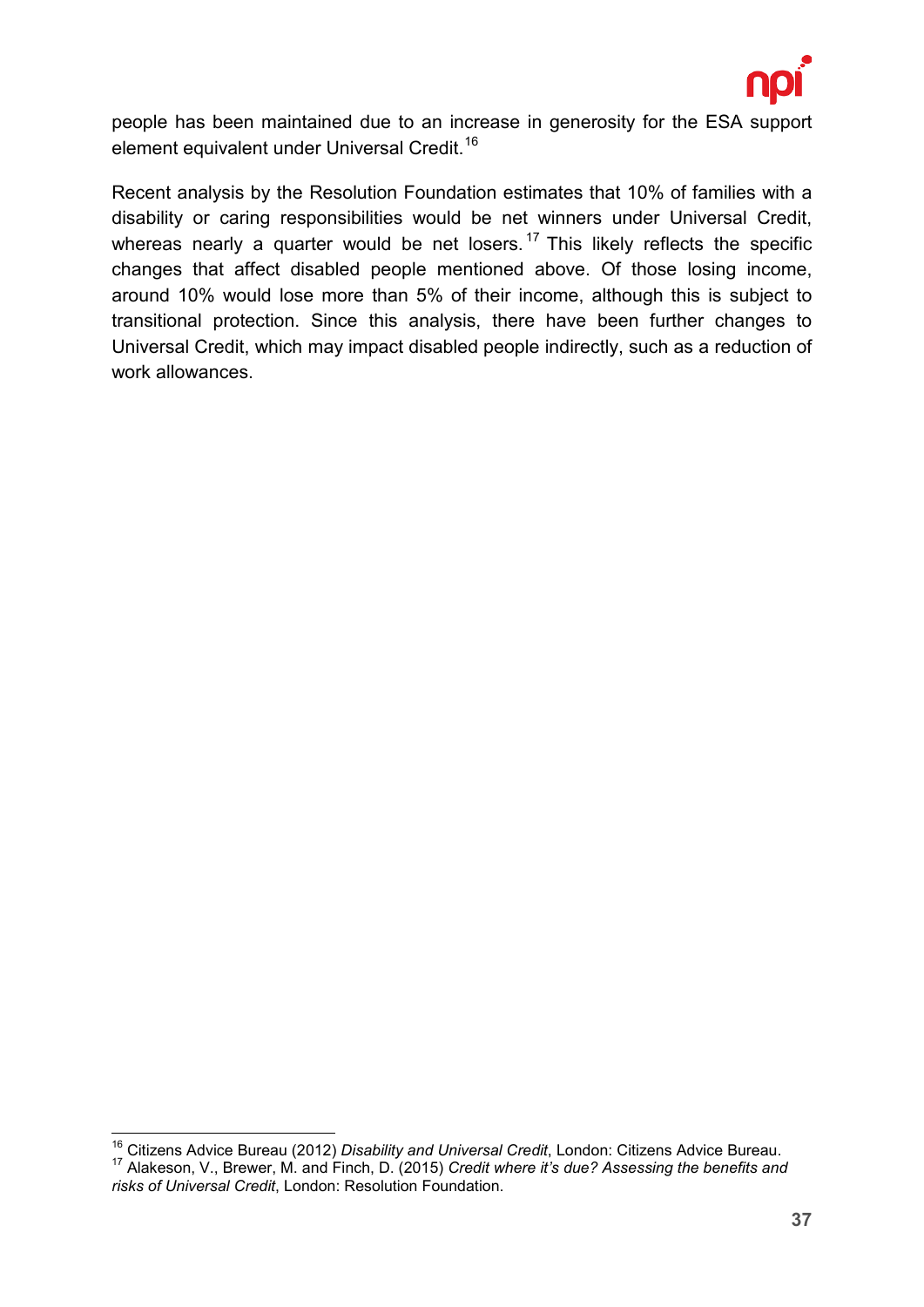people has been maintained due to an increase in generosity for the ESA support element equivalent under Universal Credit.[16]

Recent analysis by the Resolution Foundation estimates that 10% of families with a disability or caring responsibilities would be net winners under Universal Credit, whereas nearly a quarter would be net losers.[17] This likely reflects the specific changes that affect disabled people mentioned above. Of those losing income, around 10% would lose more than 5% of their income, although this is subject to transitional protection. Since this analysis, there have been further changes to Universal Credit, which may impact disabled people indirectly, such as a reduction of work allowances.

---

[16] Citizens Advice Bureau (2012) *Disability and Universal Credit*, London: Citizens Advice Bureau.

[17] Alakeson, V., Brewer, M. and Finch, D. (2015) *Credit where it's due? Assessing the benefits and risks of Universal Credit*, London: Resolution Foundation.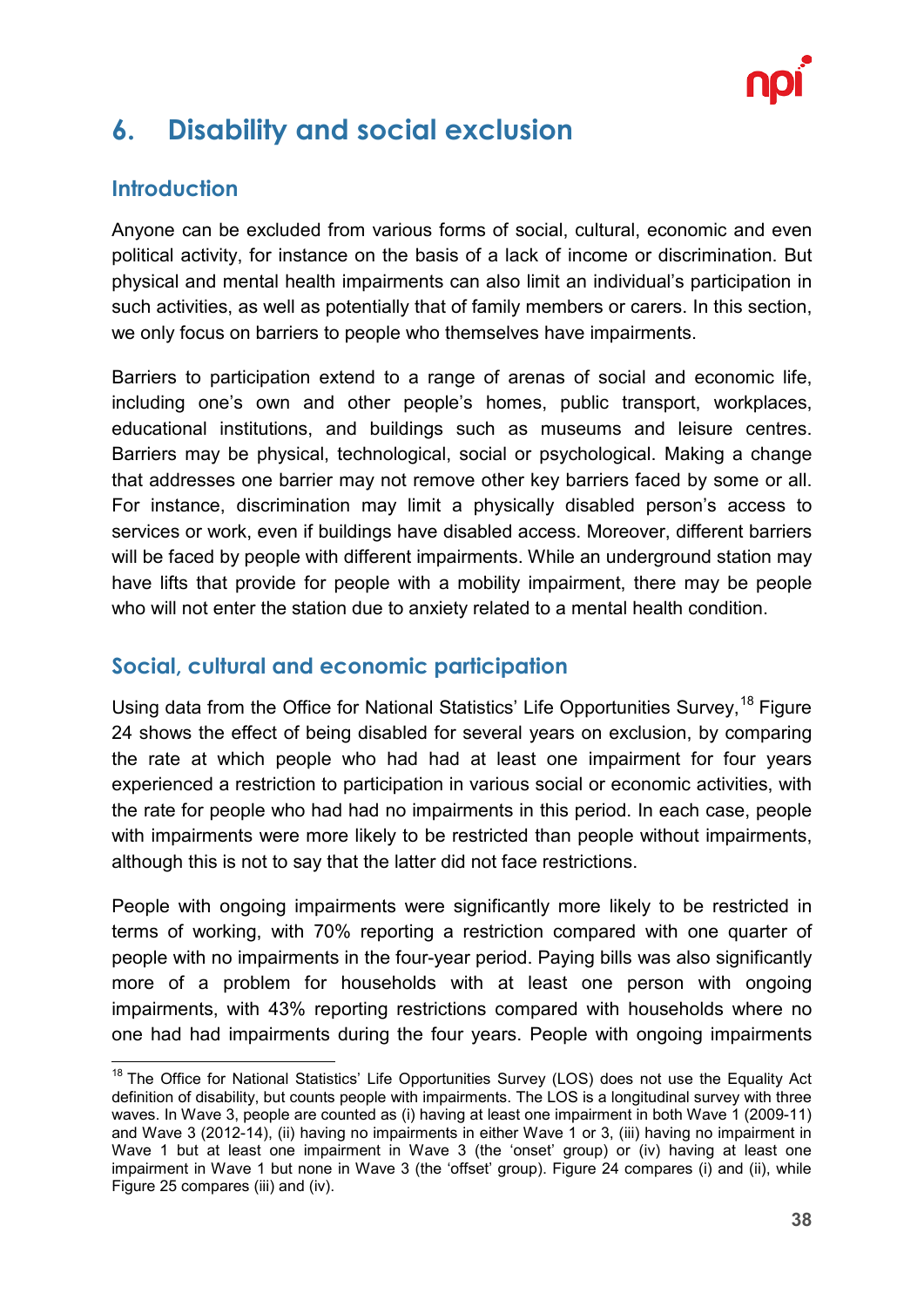# 6. Disability and social exclusion

## Introduction

Anyone can be excluded from various forms of social, cultural, economic and even political activity, for instance on the basis of a lack of income or discrimination. But physical and mental health impairments can also limit an individual's participation in such activities, as well as potentially that of family members or carers. In this section, we only focus on barriers to people who themselves have impairments.

Barriers to participation extend to a range of arenas of social and economic life, including one's own and other people's homes, public transport, workplaces, educational institutions, and buildings such as museums and leisure centres. Barriers may be physical, technological, social or psychological. Making a change that addresses one barrier may not remove other key barriers faced by some or all. For instance, discrimination may limit a physically disabled person's access to services or work, even if buildings have disabled access. Moreover, different barriers will be faced by people with different impairments. While an underground station may have lifts that provide for people with a mobility impairment, there may be people who will not enter the station due to anxiety related to a mental health condition.

## Social, cultural and economic participation

Using data from the Office for National Statistics' Life Opportunities Survey,[18] Figure 24 shows the effect of being disabled for several years on exclusion, by comparing the rate at which people who had had at least one impairment for four years experienced a restriction to participation in various social or economic activities, with the rate for people who had had no impairments in this period. In each case, people with impairments were more likely to be restricted than people without impairments, although this is not to say that the latter did not face restrictions.

People with ongoing impairments were significantly more likely to be restricted in terms of working, with 70% reporting a restriction compared with one quarter of people with no impairments in the four-year period. Paying bills was also significantly more of a problem for households with at least one person with ongoing impairments, with 43% reporting restrictions compared with households where no one had had impairments during the four years. People with ongoing impairments

[18] The Office for National Statistics' Life Opportunities Survey (LOS) does not use the Equality Act definition of disability, but counts people with impairments. The LOS is a longitudinal survey with three waves. In Wave 3, people are counted as (i) having at least one impairment in both Wave 1 (2009-11) and Wave 3 (2012-14), (ii) having no impairments in either Wave 1 or 3, (iii) having no impairment in Wave 1 but at least one impairment in Wave 3 (the 'onset' group) or (iv) having at least one impairment in Wave 1 but none in Wave 3 (the 'offset' group). Figure 24 compares (i) and (ii), while Figure 25 compares (iii) and (iv).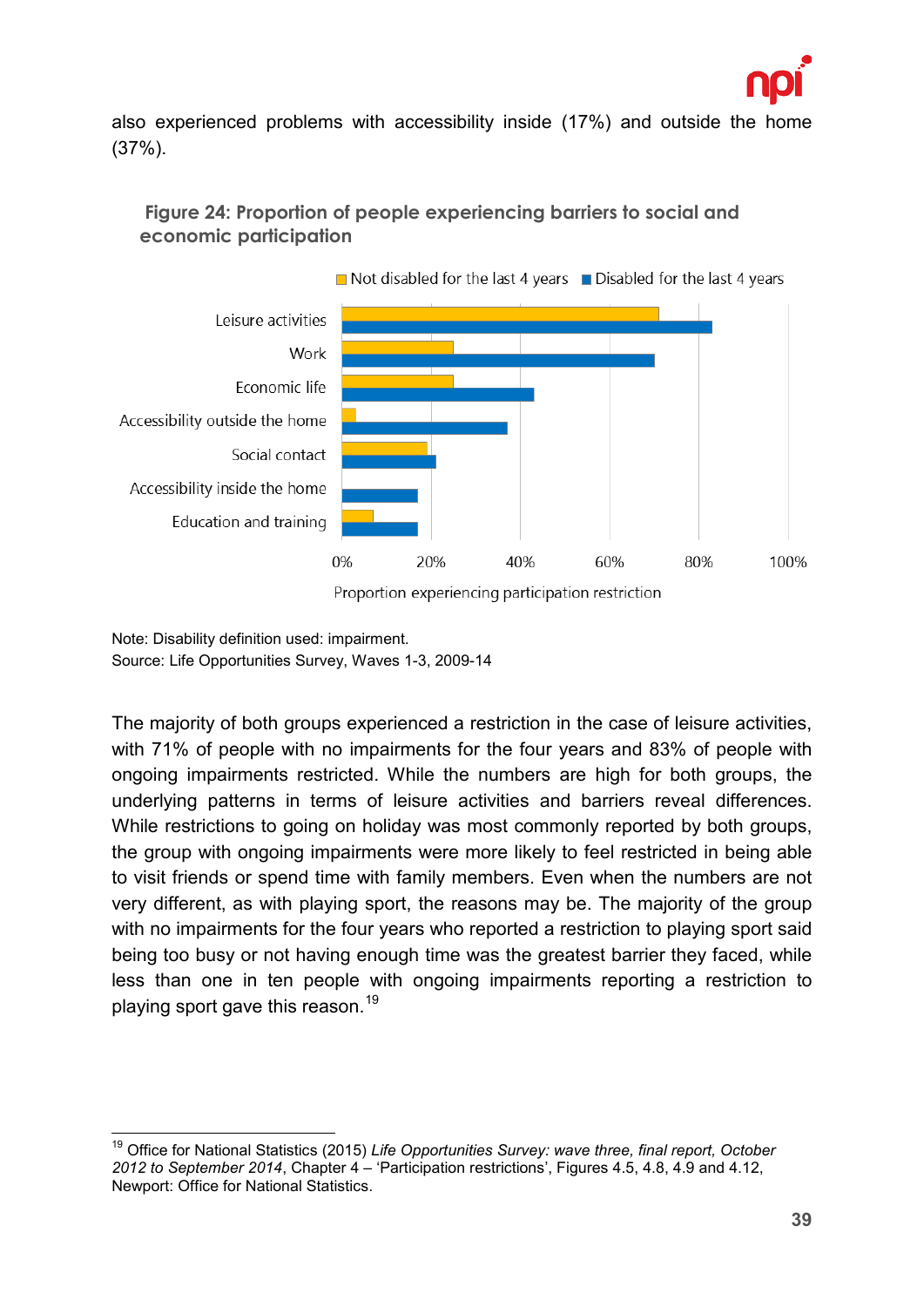also experienced problems with accessibility inside (17%) and outside the home (37%).

**Figure 24: Proportion of people experiencing barriers to social and economic participation**

Note: Disability definition used: impairment.
Source: Life Opportunities Survey, Waves 1-3, 2009-14

The majority of both groups experienced a restriction in the case of leisure activities, with 71% of people with no impairments for the four years and 83% of people with ongoing impairments restricted. While the numbers are high for both groups, the underlying patterns in terms of leisure activities and barriers reveal differences. While restrictions to going on holiday was most commonly reported by both groups, the group with ongoing impairments were more likely to feel restricted in being able to visit friends or spend time with family members. Even when the numbers are not very different, as with playing sport, the reasons may be. The majority of the group with no impairments for the four years who reported a restriction to playing sport said being too busy or not having enough time was the greatest barrier they faced, while less than one in ten people with ongoing impairments reporting a restriction to playing sport gave this reason.[19]

[19] Office for National Statistics (2015) *Life Opportunities Survey: wave three, final report, October 2012 to September 2014*, Chapter 4 – 'Participation restrictions', Figures 4.5, 4.8, 4.9 and 4.12, Newport: Office for National Statistics.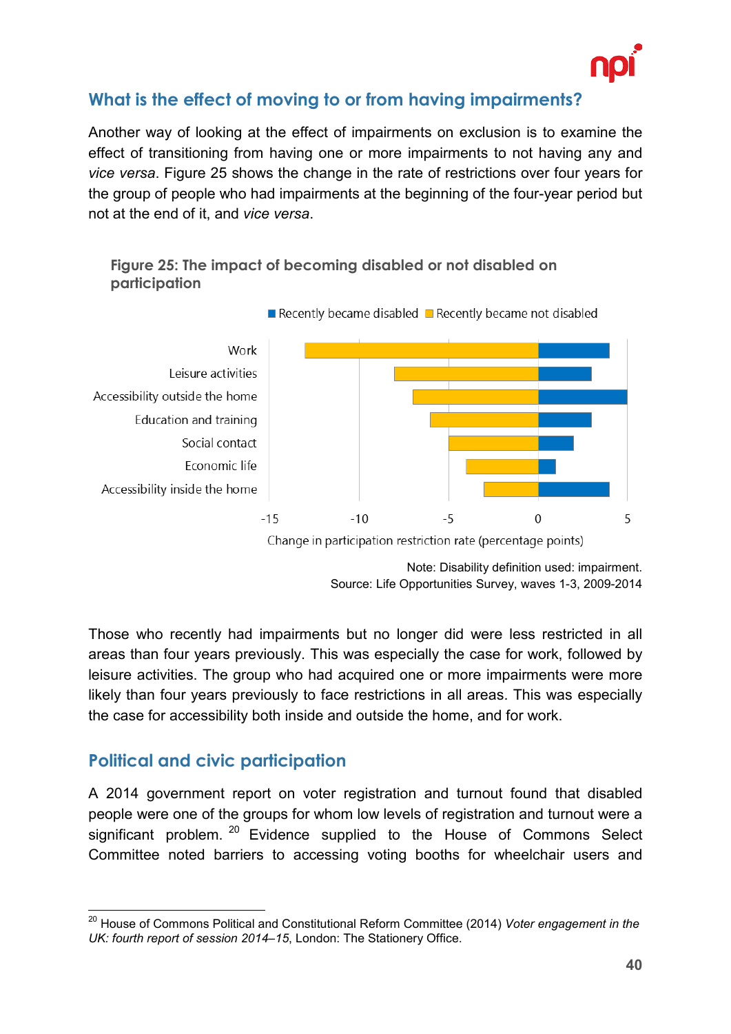## What is the effect of moving to or from having impairments?

Another way of looking at the effect of impairments on exclusion is to examine the effect of transitioning from having one or more impairments to not having any and *vice versa*. Figure 25 shows the change in the rate of restrictions over four years for the group of people who had impairments at the beginning of the four-year period but not at the end of it, and *vice versa*.

**Figure 25: The impact of becoming disabled or not disabled on participation**

Note: Disability definition used: impairment.
Source: Life Opportunities Survey, waves 1-3, 2009-2014

Those who recently had impairments but no longer did were less restricted in all areas than four years previously. This was especially the case for work, followed by leisure activities. The group who had acquired one or more impairments were more likely than four years previously to face restrictions in all areas. This was especially the case for accessibility both inside and outside the home, and for work.

## Political and civic participation

A 2014 government report on voter registration and turnout found that disabled people were one of the groups for whom low levels of registration and turnout were a significant problem.[20] Evidence supplied to the House of Commons Select Committee noted barriers to accessing voting booths for wheelchair users and

[20] House of Commons Political and Constitutional Reform Committee (2014) *Voter engagement in the UK: fourth report of session 2014–15*, London: The Stationery Office.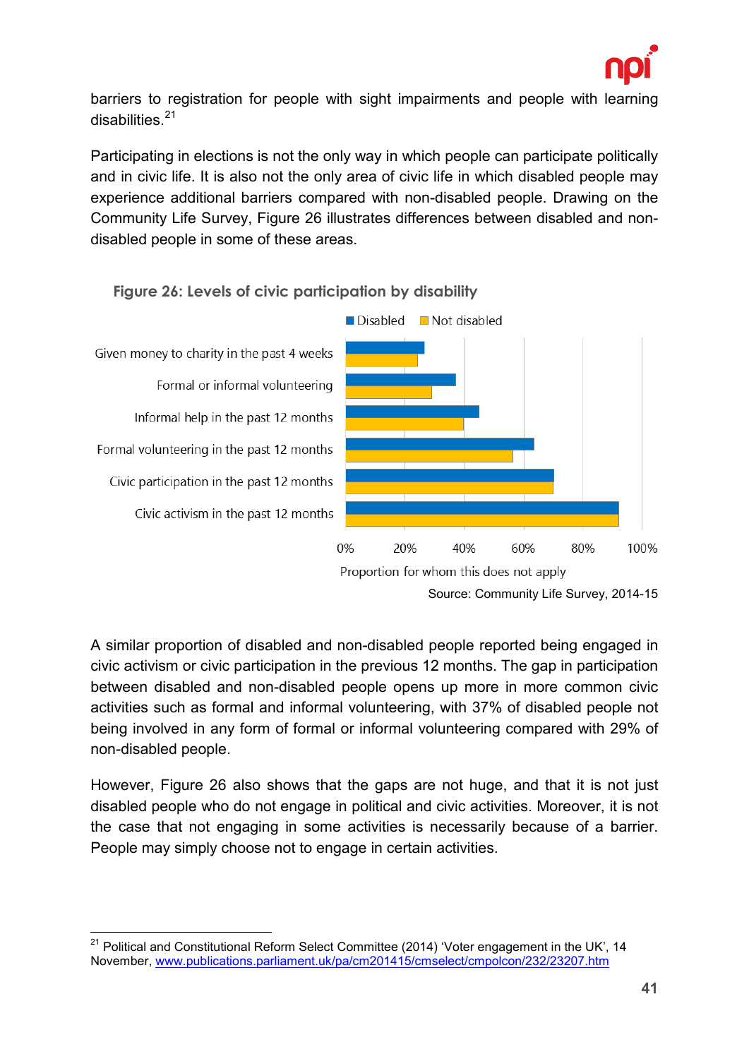barriers to registration for people with sight impairments and people with learning disabilities.[21]

Participating in elections is not the only way in which people can participate politically and in civic life. It is also not the only area of civic life in which disabled people may experience additional barriers compared with non-disabled people. Drawing on the Community Life Survey, Figure 26 illustrates differences between disabled and non-disabled people in some of these areas.

**Figure 26: Levels of civic participation by disability**

Source: Community Life Survey, 2014-15

A similar proportion of disabled and non-disabled people reported being engaged in civic activism or civic participation in the previous 12 months. The gap in participation between disabled and non-disabled people opens up more in more common civic activities such as formal and informal volunteering, with 37% of disabled people not being involved in any form of formal or informal volunteering compared with 29% of non-disabled people.

However, Figure 26 also shows that the gaps are not huge, and that it is not just disabled people who do not engage in political and civic activities. Moreover, it is not the case that not engaging in some activities is necessarily because of a barrier. People may simply choose not to engage in certain activities.

---

[21] Political and Constitutional Reform Select Committee (2014) 'Voter engagement in the UK', 14 November, www.publications.parliament.uk/pa/cm201415/cmselect/cmpolcon/232/23207.htm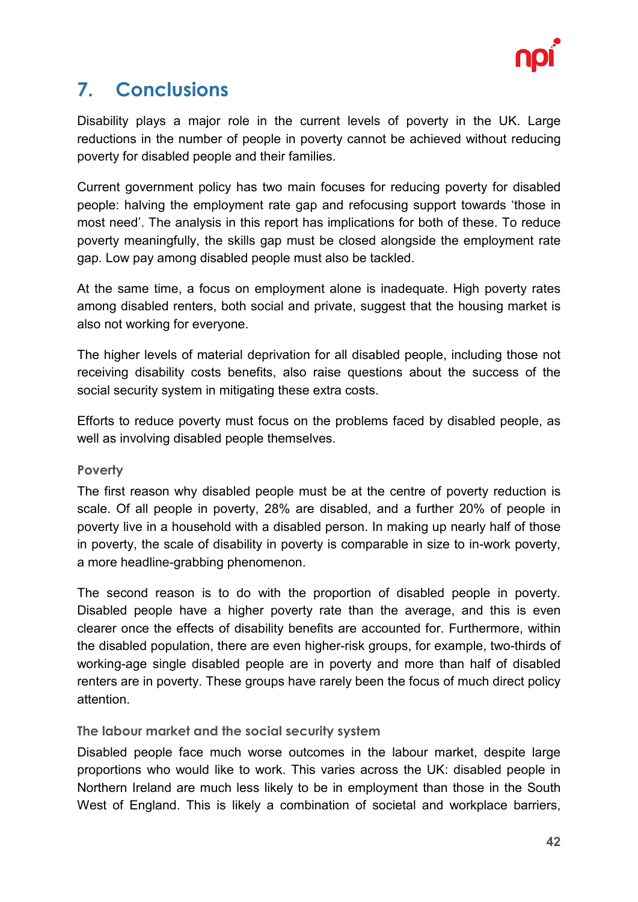# 7. Conclusions

Disability plays a major role in the current levels of poverty in the UK. Large reductions in the number of people in poverty cannot be achieved without reducing poverty for disabled people and their families.

Current government policy has two main focuses for reducing poverty for disabled people: halving the employment rate gap and refocusing support towards 'those in most need'. The analysis in this report has implications for both of these. To reduce poverty meaningfully, the skills gap must be closed alongside the employment rate gap. Low pay among disabled people must also be tackled.

At the same time, a focus on employment alone is inadequate. High poverty rates among disabled renters, both social and private, suggest that the housing market is also not working for everyone.

The higher levels of material deprivation for all disabled people, including those not receiving disability costs benefits, also raise questions about the success of the social security system in mitigating these extra costs.

Efforts to reduce poverty must focus on the problems faced by disabled people, as well as involving disabled people themselves.

### Poverty

The first reason why disabled people must be at the centre of poverty reduction is scale. Of all people in poverty, 28% are disabled, and a further 20% of people in poverty live in a household with a disabled person. In making up nearly half of those in poverty, the scale of disability in poverty is comparable in size to in-work poverty, a more headline-grabbing phenomenon.

The second reason is to do with the proportion of disabled people in poverty. Disabled people have a higher poverty rate than the average, and this is even clearer once the effects of disability benefits are accounted for. Furthermore, within the disabled population, there are even higher-risk groups, for example, two-thirds of working-age single disabled people are in poverty and more than half of disabled renters are in poverty. These groups have rarely been the focus of much direct policy attention.

### The labour market and the social security system

Disabled people face much worse outcomes in the labour market, despite large proportions who would like to work. This varies across the UK: disabled people in Northern Ireland are much less likely to be in employment than those in the South West of England. This is likely a combination of societal and workplace barriers,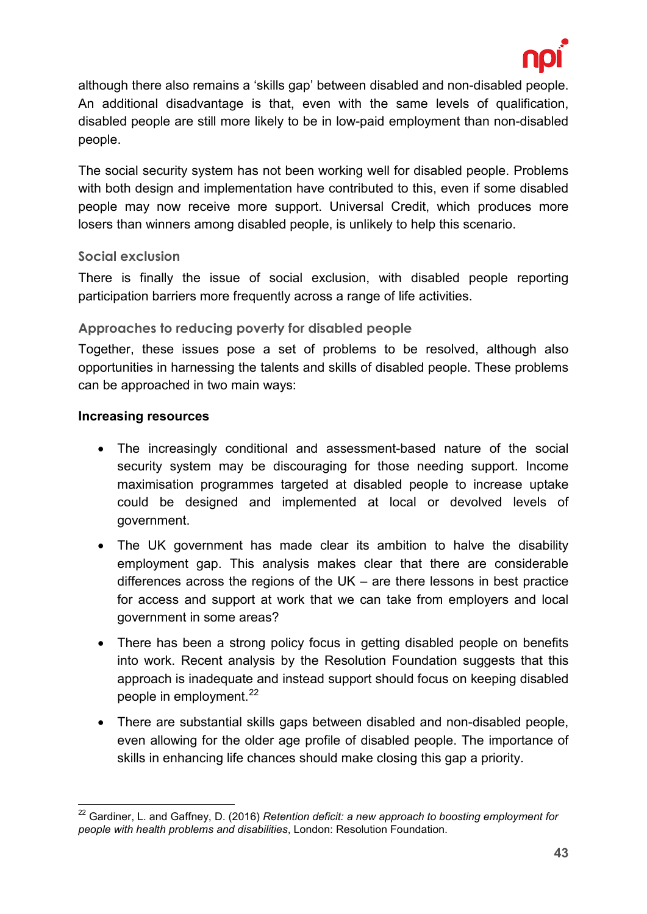although there also remains a 'skills gap' between disabled and non-disabled people. An additional disadvantage is that, even with the same levels of qualification, disabled people are still more likely to be in low-paid employment than non-disabled people.

The social security system has not been working well for disabled people. Problems with both design and implementation have contributed to this, even if some disabled people may now receive more support. Universal Credit, which produces more losers than winners among disabled people, is unlikely to help this scenario.

### Social exclusion

There is finally the issue of social exclusion, with disabled people reporting participation barriers more frequently across a range of life activities.

### Approaches to reducing poverty for disabled people

Together, these issues pose a set of problems to be resolved, although also opportunities in harnessing the talents and skills of disabled people. These problems can be approached in two main ways:

**Increasing resources**

- The increasingly conditional and assessment-based nature of the social security system may be discouraging for those needing support. Income maximisation programmes targeted at disabled people to increase uptake could be designed and implemented at local or devolved levels of government.
- The UK government has made clear its ambition to halve the disability employment gap. This analysis makes clear that there are considerable differences across the regions of the UK – are there lessons in best practice for access and support at work that we can take from employers and local government in some areas?
- There has been a strong policy focus in getting disabled people on benefits into work. Recent analysis by the Resolution Foundation suggests that this approach is inadequate and instead support should focus on keeping disabled people in employment.[22]
- There are substantial skills gaps between disabled and non-disabled people, even allowing for the older age profile of disabled people. The importance of skills in enhancing life chances should make closing this gap a priority.

---

[22] Gardiner, L. and Gaffney, D. (2016) *Retention deficit: a new approach to boosting employment for people with health problems and disabilities*, London: Resolution Foundation.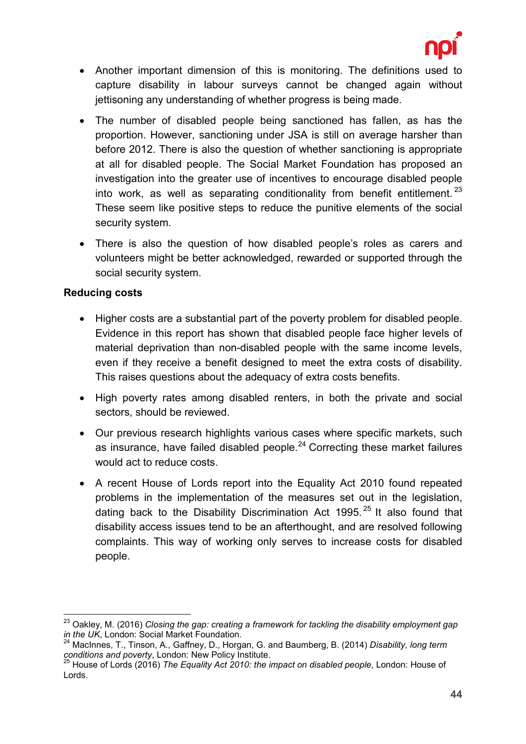- Another important dimension of this is monitoring. The definitions used to capture disability in labour surveys cannot be changed again without jettisoning any understanding of whether progress is being made.
- The number of disabled people being sanctioned has fallen, as has the proportion. However, sanctioning under JSA is still on average harsher than before 2012. There is also the question of whether sanctioning is appropriate at all for disabled people. The Social Market Foundation has proposed an investigation into the greater use of incentives to encourage disabled people into work, as well as separating conditionality from benefit entitlement.[23] These seem like positive steps to reduce the punitive elements of the social security system.
- There is also the question of how disabled people's roles as carers and volunteers might be better acknowledged, rewarded or supported through the social security system.

**Reducing costs**

- Higher costs are a substantial part of the poverty problem for disabled people. Evidence in this report has shown that disabled people face higher levels of material deprivation than non-disabled people with the same income levels, even if they receive a benefit designed to meet the extra costs of disability. This raises questions about the adequacy of extra costs benefits.
- High poverty rates among disabled renters, in both the private and social sectors, should be reviewed.
- Our previous research highlights various cases where specific markets, such as insurance, have failed disabled people.[24] Correcting these market failures would act to reduce costs.
- A recent House of Lords report into the Equality Act 2010 found repeated problems in the implementation of the measures set out in the legislation, dating back to the Disability Discrimination Act 1995.[25] It also found that disability access issues tend to be an afterthought, and are resolved following complaints. This way of working only serves to increase costs for disabled people.

---

[23] Oakley, M. (2016) *Closing the gap: creating a framework for tackling the disability employment gap in the UK*, London: Social Market Foundation.

[24] MacInnes, T., Tinson, A., Gaffney, D., Horgan, G. and Baumberg, B. (2014) *Disability, long term conditions and poverty*, London: New Policy Institute.

[25] House of Lords (2016) *The Equality Act 2010: the impact on disabled people*, London: House of Lords.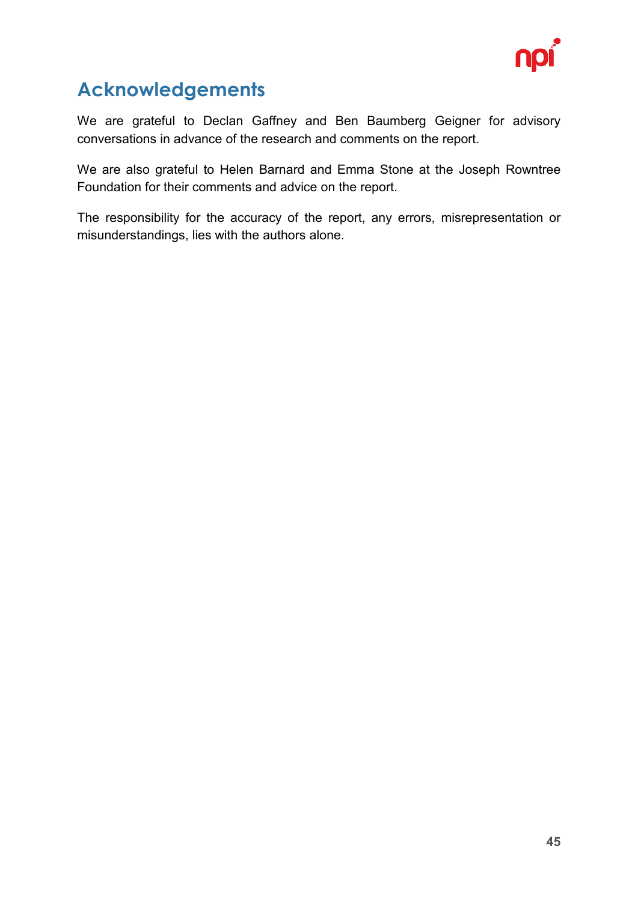## Acknowledgements

We are grateful to Declan Gaffney and Ben Baumberg Geigner for advisory conversations in advance of the research and comments on the report.

We are also grateful to Helen Barnard and Emma Stone at the Joseph Rowntree Foundation for their comments and advice on the report.

The responsibility for the accuracy of the report, any errors, misrepresentation or misunderstandings, lies with the authors alone.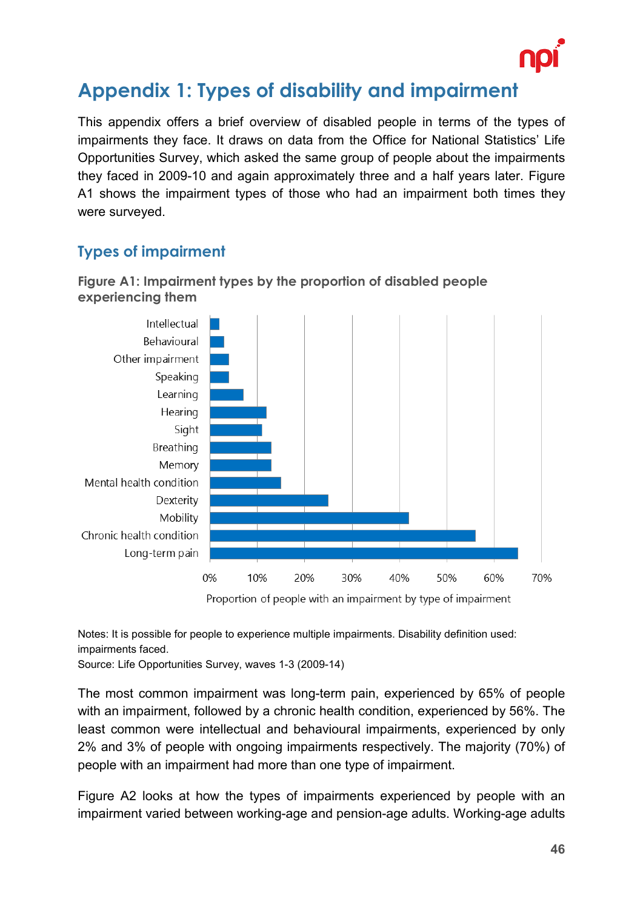# Appendix 1: Types of disability and impairment

This appendix offers a brief overview of disabled people in terms of the types of impairments they face. It draws on data from the Office for National Statistics' Life Opportunities Survey, which asked the same group of people about the impairments they faced in 2009-10 and again approximately three and a half years later. Figure A1 shows the impairment types of those who had an impairment both times they were surveyed.

## Types of impairment

**Figure A1: Impairment types by the proportion of disabled people experiencing them**

Notes: It is possible for people to experience multiple impairments. Disability definition used: impairments faced.
Source: Life Opportunities Survey, waves 1-3 (2009-14)

The most common impairment was long-term pain, experienced by 65% of people with an impairment, followed by a chronic health condition, experienced by 56%. The least common were intellectual and behavioural impairments, experienced by only 2% and 3% of people with ongoing impairments respectively. The majority (70%) of people with an impairment had more than one type of impairment.

Figure A2 looks at how the types of impairments experienced by people with an impairment varied between working-age and pension-age adults. Working-age adults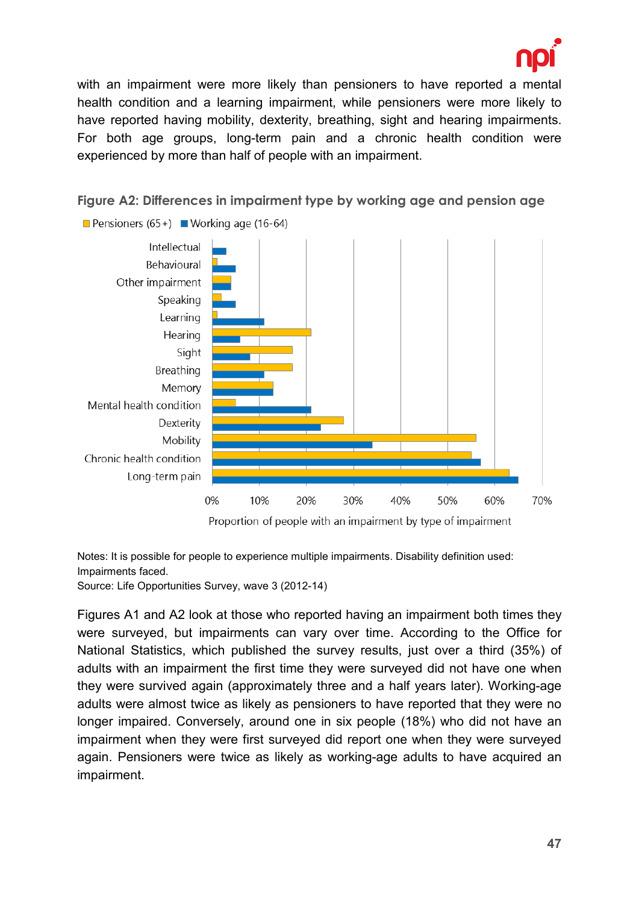with an impairment were more likely than pensioners to have reported a mental health condition and a learning impairment, while pensioners were more likely to have reported having mobility, dexterity, breathing, sight and hearing impairments. For both age groups, long-term pain and a chronic health condition were experienced by more than half of people with an impairment.

**Figure A2: Differences in impairment type by working age and pension age**

Notes: It is possible for people to experience multiple impairments. Disability definition used: Impairments faced.
Source: Life Opportunities Survey, wave 3 (2012-14)

Figures A1 and A2 look at those who reported having an impairment both times they were surveyed, but impairments can vary over time. According to the Office for National Statistics, which published the survey results, just over a third (35%) of adults with an impairment the first time they were surveyed did not have one when they were survived again (approximately three and a half years later). Working-age adults were almost twice as likely as pensioners to have reported that they were no longer impaired. Conversely, around one in six people (18%) who did not have an impairment when they were first surveyed did report one when they were surveyed again. Pensioners were twice as likely as working-age adults to have acquired an impairment.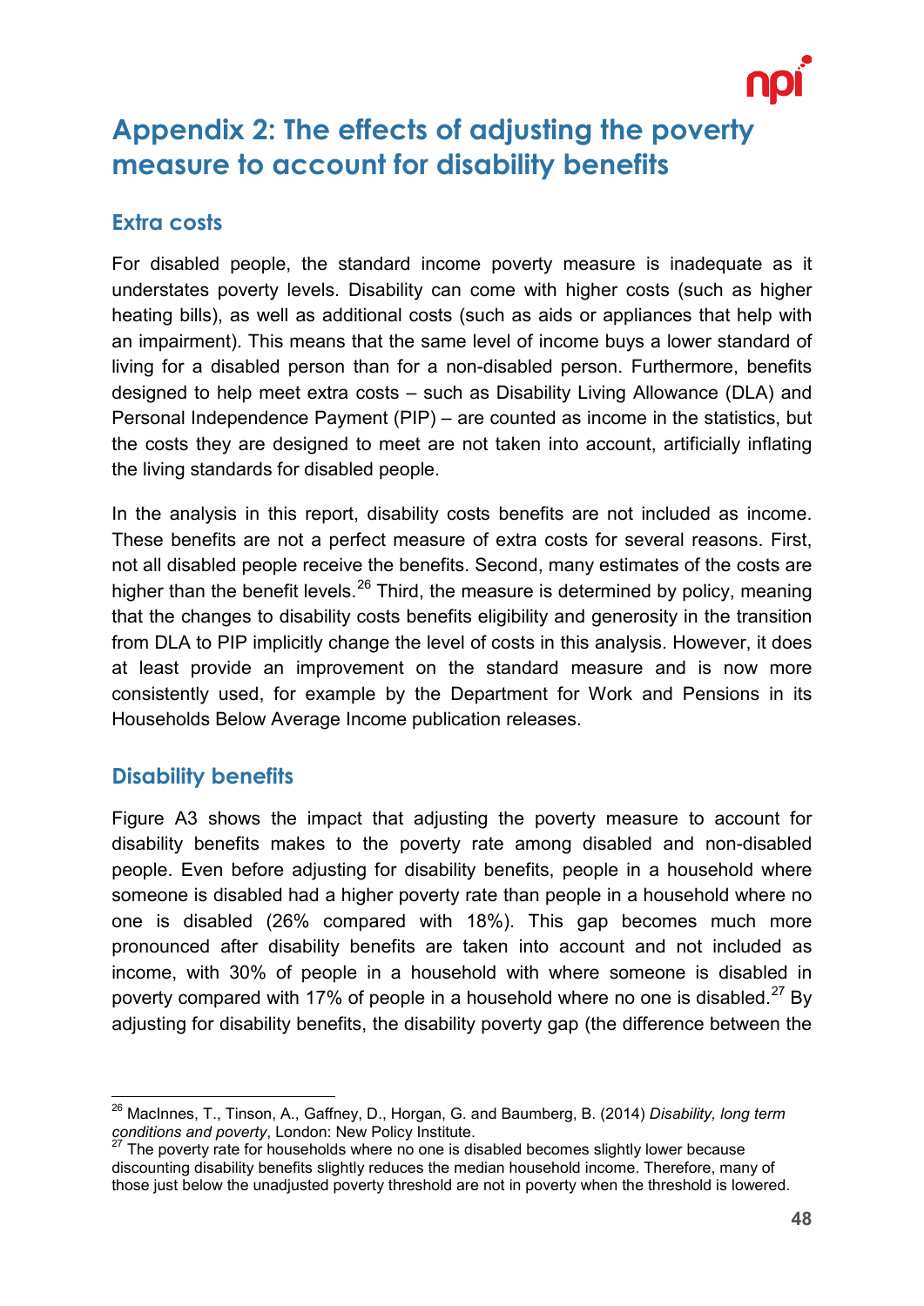# Appendix 2: The effects of adjusting the poverty measure to account for disability benefits

## Extra costs

For disabled people, the standard income poverty measure is inadequate as it understates poverty levels. Disability can come with higher costs (such as higher heating bills), as well as additional costs (such as aids or appliances that help with an impairment). This means that the same level of income buys a lower standard of living for a disabled person than for a non-disabled person. Furthermore, benefits designed to help meet extra costs – such as Disability Living Allowance (DLA) and Personal Independence Payment (PIP) – are counted as income in the statistics, but the costs they are designed to meet are not taken into account, artificially inflating the living standards for disabled people.

In the analysis in this report, disability costs benefits are not included as income. These benefits are not a perfect measure of extra costs for several reasons. First, not all disabled people receive the benefits. Second, many estimates of the costs are higher than the benefit levels.[26] Third, the measure is determined by policy, meaning that the changes to disability costs benefits eligibility and generosity in the transition from DLA to PIP implicitly change the level of costs in this analysis. However, it does at least provide an improvement on the standard measure and is now more consistently used, for example by the Department for Work and Pensions in its Households Below Average Income publication releases.

## Disability benefits

Figure A3 shows the impact that adjusting the poverty measure to account for disability benefits makes to the poverty rate among disabled and non-disabled people. Even before adjusting for disability benefits, people in a household where someone is disabled had a higher poverty rate than people in a household where no one is disabled (26% compared with 18%). This gap becomes much more pronounced after disability benefits are taken into account and not included as income, with 30% of people in a household with where someone is disabled in poverty compared with 17% of people in a household where no one is disabled.[27] By adjusting for disability benefits, the disability poverty gap (the difference between the

---

[26] MacInnes, T., Tinson, A., Gaffney, D., Horgan, G. and Baumberg, B. (2014) *Disability, long term conditions and poverty*, London: New Policy Institute.

[27] The poverty rate for households where no one is disabled becomes slightly lower because discounting disability benefits slightly reduces the median household income. Therefore, many of those just below the unadjusted poverty threshold are not in poverty when the threshold is lowered.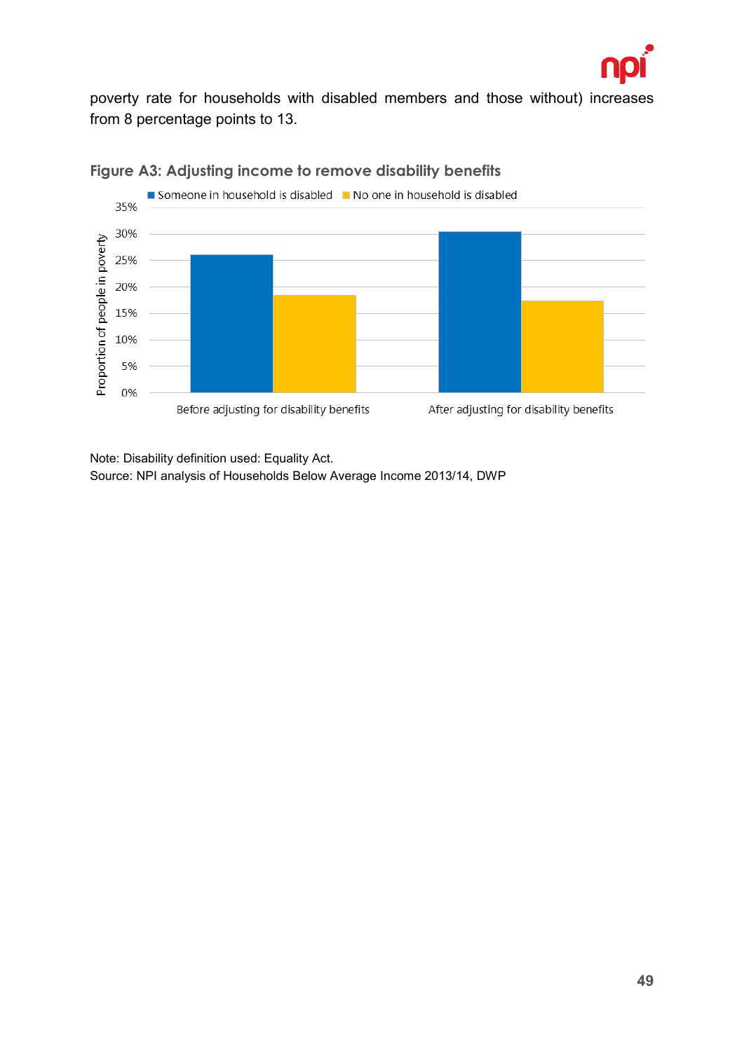poverty rate for households with disabled members and those without) increases from 8 percentage points to 13.

**Figure A3: Adjusting income to remove disability benefits**

Note: Disability definition used: Equality Act.
Source: NPI analysis of Households Below Average Income 2013/14, DWP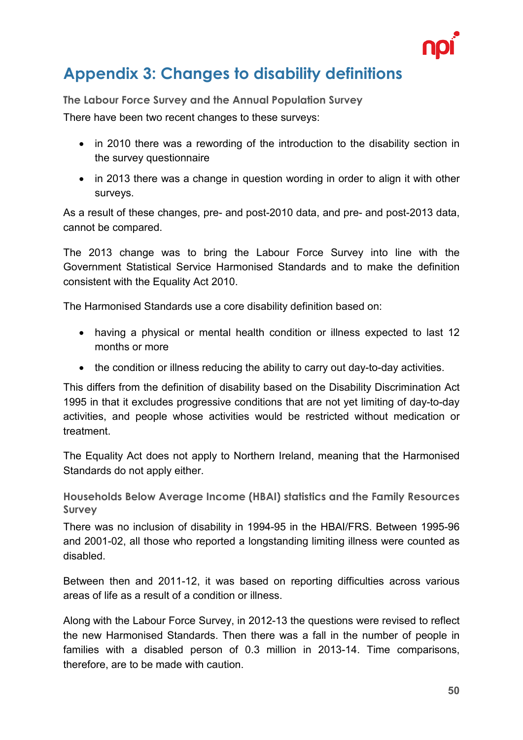# Appendix 3: Changes to disability definitions

### The Labour Force Survey and the Annual Population Survey

There have been two recent changes to these surveys:

- in 2010 there was a rewording of the introduction to the disability section in the survey questionnaire
- in 2013 there was a change in question wording in order to align it with other surveys.

As a result of these changes, pre- and post-2010 data, and pre- and post-2013 data, cannot be compared.

The 2013 change was to bring the Labour Force Survey into line with the Government Statistical Service Harmonised Standards and to make the definition consistent with the Equality Act 2010.

The Harmonised Standards use a core disability definition based on:

- having a physical or mental health condition or illness expected to last 12 months or more
- the condition or illness reducing the ability to carry out day-to-day activities.

This differs from the definition of disability based on the Disability Discrimination Act 1995 in that it excludes progressive conditions that are not yet limiting of day-to-day activities, and people whose activities would be restricted without medication or treatment.

The Equality Act does not apply to Northern Ireland, meaning that the Harmonised Standards do not apply either.

### Households Below Average Income (HBAI) statistics and the Family Resources Survey

There was no inclusion of disability in 1994-95 in the HBAI/FRS. Between 1995-96 and 2001-02, all those who reported a longstanding limiting illness were counted as disabled.

Between then and 2011-12, it was based on reporting difficulties across various areas of life as a result of a condition or illness.

Along with the Labour Force Survey, in 2012-13 the questions were revised to reflect the new Harmonised Standards. Then there was a fall in the number of people in families with a disabled person of 0.3 million in 2013-14. Time comparisons, therefore, are to be made with caution.